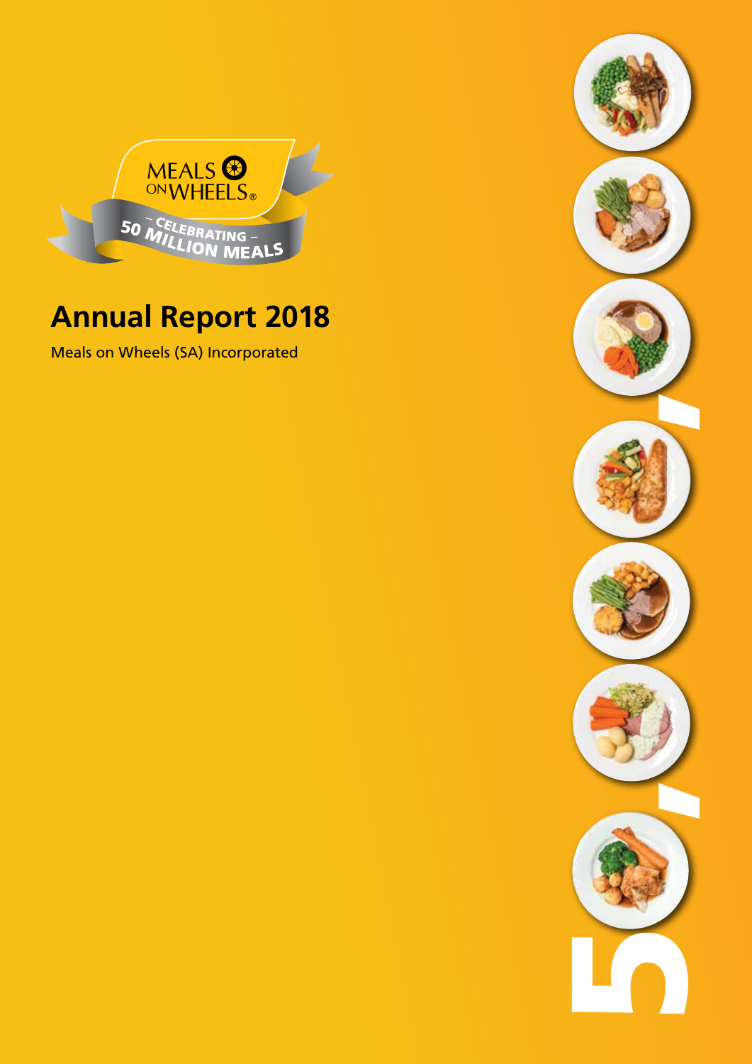MEALS ON WHEELS®

– CELEBRATING –
50 MILLION MEALS

# Annual Report 2018

Meals on Wheels (SA) Incorporated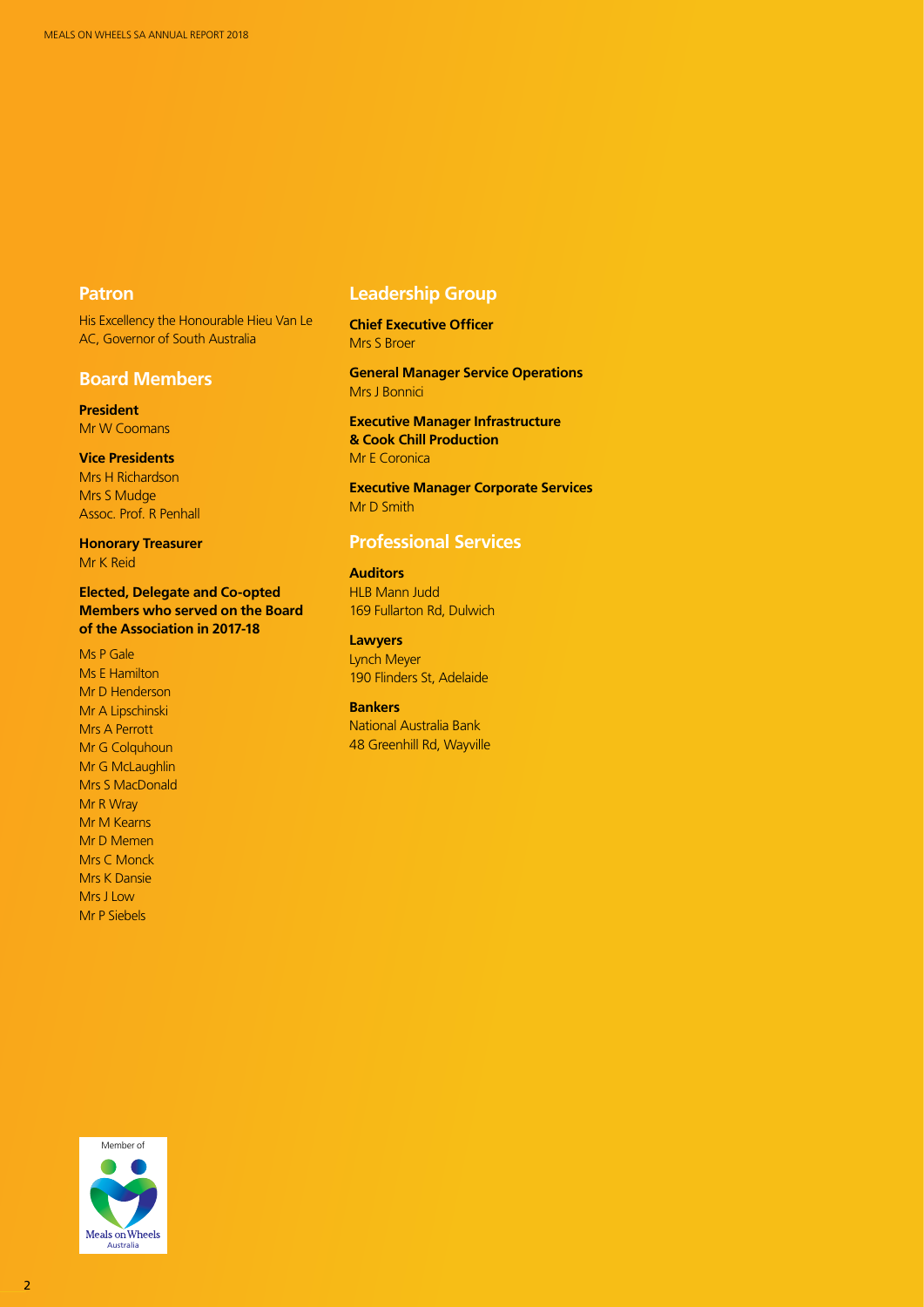## Patron

His Excellency the Honourable Hieu Van Le AC, Governor of South Australia

## Board Members

**President**
Mr W Coomans

**Vice Presidents**
Mrs H Richardson
Mrs S Mudge
Assoc. Prof. R Penhall

**Honorary Treasurer**
Mr K Reid

**Elected, Delegate and Co-opted Members who served on the Board of the Association in 2017-18**

Ms P Gale
Ms E Hamilton
Mr D Henderson
Mr A Lipschinski
Mrs A Perrott
Mr G Colquhoun
Mr G McLaughlin
Mrs S MacDonald
Mr R Wray
Mr M Kearns
Mr D Memen
Mrs C Monck
Mrs K Dansie
Mrs J Low
Mr P Siebels

## Leadership Group

**Chief Executive Officer**
Mrs S Broer

**General Manager Service Operations**
Mrs J Bonnici

**Executive Manager Infrastructure & Cook Chill Production**
Mr E Coronica

**Executive Manager Corporate Services**
Mr D Smith

## Professional Services

**Auditors**
HLB Mann Judd
169 Fullarton Rd, Dulwich

**Lawyers**
Lynch Meyer
190 Flinders St, Adelaide

**Bankers**
National Australia Bank
48 Greenhill Rd, Wayville

Member of Meals on Wheels Australia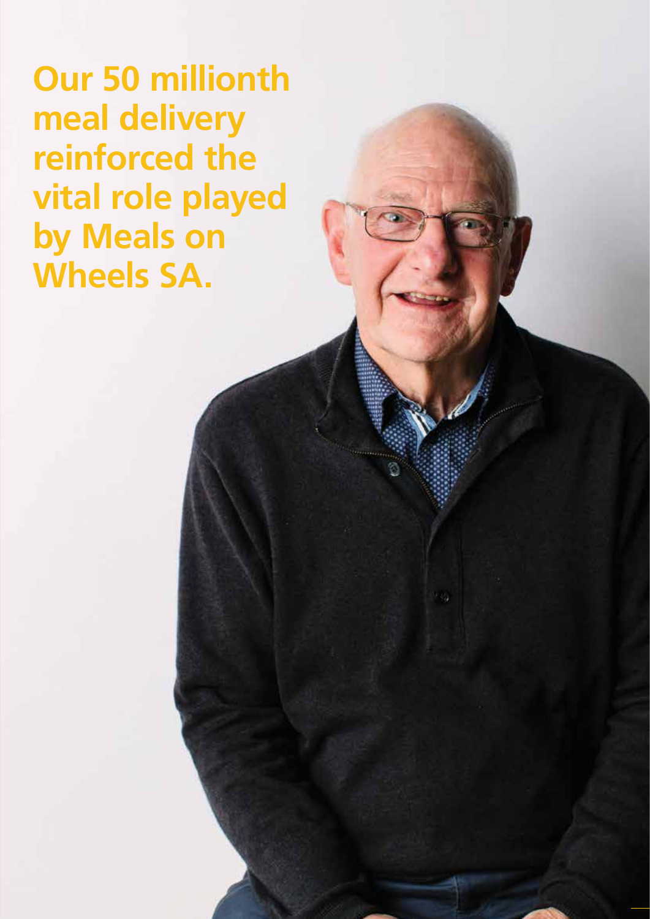# Our 50 millionth meal delivery reinforced the vital role played by Meals on Wheels SA.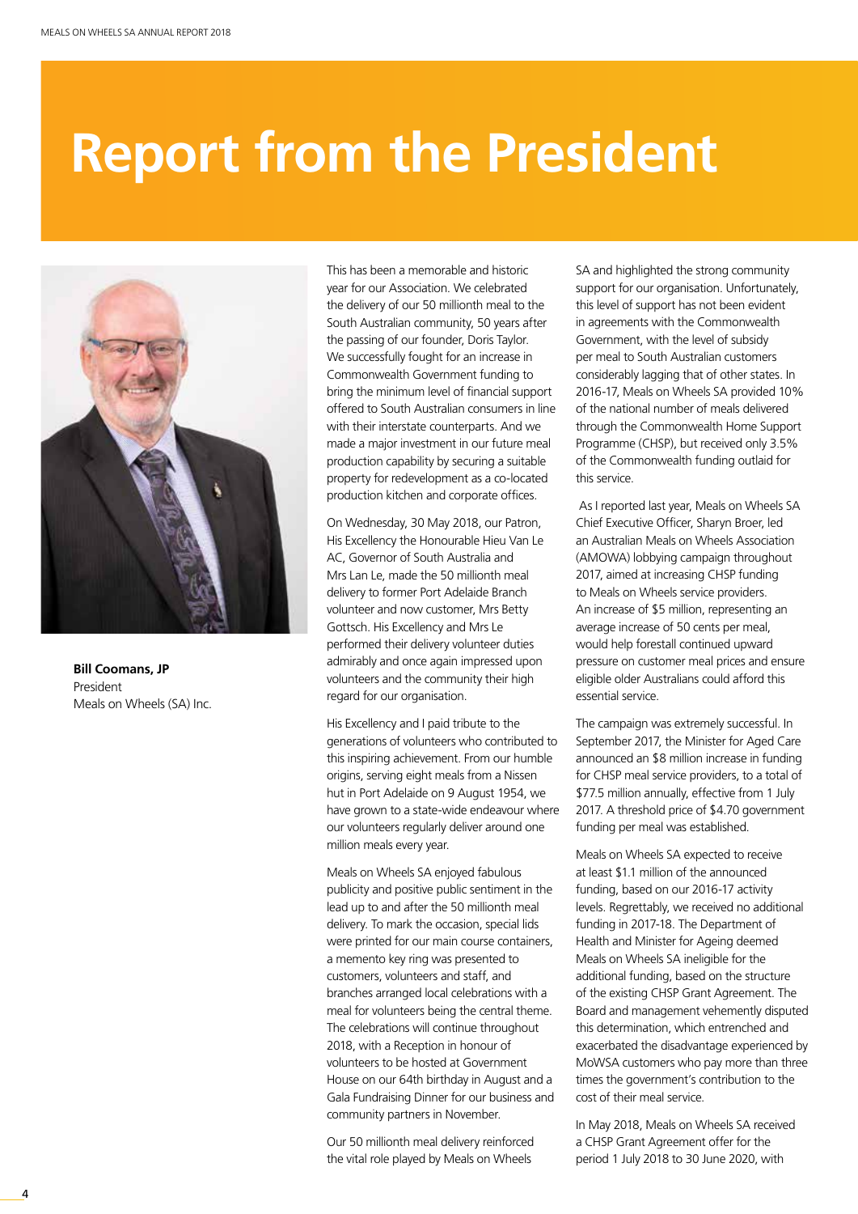# Report from the President

**Bill Coomans, JP**
President
Meals on Wheels (SA) Inc.

This has been a memorable and historic year for our Association. We celebrated the delivery of our 50 millionth meal to the South Australian community, 50 years after the passing of our founder, Doris Taylor. We successfully fought for an increase in Commonwealth Government funding to bring the minimum level of financial support offered to South Australian consumers in line with their interstate counterparts. And we made a major investment in our future meal production capability by securing a suitable property for redevelopment as a co-located production kitchen and corporate offices.

On Wednesday, 30 May 2018, our Patron, His Excellency the Honourable Hieu Van Le AC, Governor of South Australia and Mrs Lan Le, made the 50 millionth meal delivery to former Port Adelaide Branch volunteer and now customer, Mrs Betty Gottsch. His Excellency and Mrs Le performed their delivery volunteer duties admirably and once again impressed upon volunteers and the community their high regard for our organisation.

His Excellency and I paid tribute to the generations of volunteers who contributed to this inspiring achievement. From our humble origins, serving eight meals from a Nissen hut in Port Adelaide on 9 August 1954, we have grown to a state-wide endeavour where our volunteers regularly deliver around one million meals every year.

Meals on Wheels SA enjoyed fabulous publicity and positive public sentiment in the lead up to and after the 50 millionth meal delivery. To mark the occasion, special lids were printed for our main course containers, a memento key ring was presented to customers, volunteers and staff, and branches arranged local celebrations with a meal for volunteers being the central theme. The celebrations will continue throughout 2018, with a Reception in honour of volunteers to be hosted at Government House on our 64th birthday in August and a Gala Fundraising Dinner for our business and community partners in November.

Our 50 millionth meal delivery reinforced the vital role played by Meals on Wheels SA and highlighted the strong community support for our organisation. Unfortunately, this level of support has not been evident in agreements with the Commonwealth Government, with the level of subsidy per meal to South Australian customers considerably lagging that of other states. In 2016-17, Meals on Wheels SA provided 10% of the national number of meals delivered through the Commonwealth Home Support Programme (CHSP), but received only 3.5% of the Commonwealth funding outlaid for this service.

As I reported last year, Meals on Wheels SA Chief Executive Officer, Sharyn Broer, led an Australian Meals on Wheels Association (AMOWA) lobbying campaign throughout 2017, aimed at increasing CHSP funding to Meals on Wheels service providers. An increase of $5 million, representing an average increase of 50 cents per meal, would help forestall continued upward pressure on customer meal prices and ensure eligible older Australians could afford this essential service.

The campaign was extremely successful. In September 2017, the Minister for Aged Care announced an $8 million increase in funding for CHSP meal service providers, to a total of $77.5 million annually, effective from 1 July 2017. A threshold price of $4.70 government funding per meal was established.

Meals on Wheels SA expected to receive at least $1.1 million of the announced funding, based on our 2016-17 activity levels. Regrettably, we received no additional funding in 2017-18. The Department of Health and Minister for Ageing deemed Meals on Wheels SA ineligible for the additional funding, based on the structure of the existing CHSP Grant Agreement. The Board and management vehemently disputed this determination, which entrenched and exacerbated the disadvantage experienced by MoWSA customers who pay more than three times the government's contribution to the cost of their meal service.

In May 2018, Meals on Wheels SA received a CHSP Grant Agreement offer for the period 1 July 2018 to 30 June 2020, with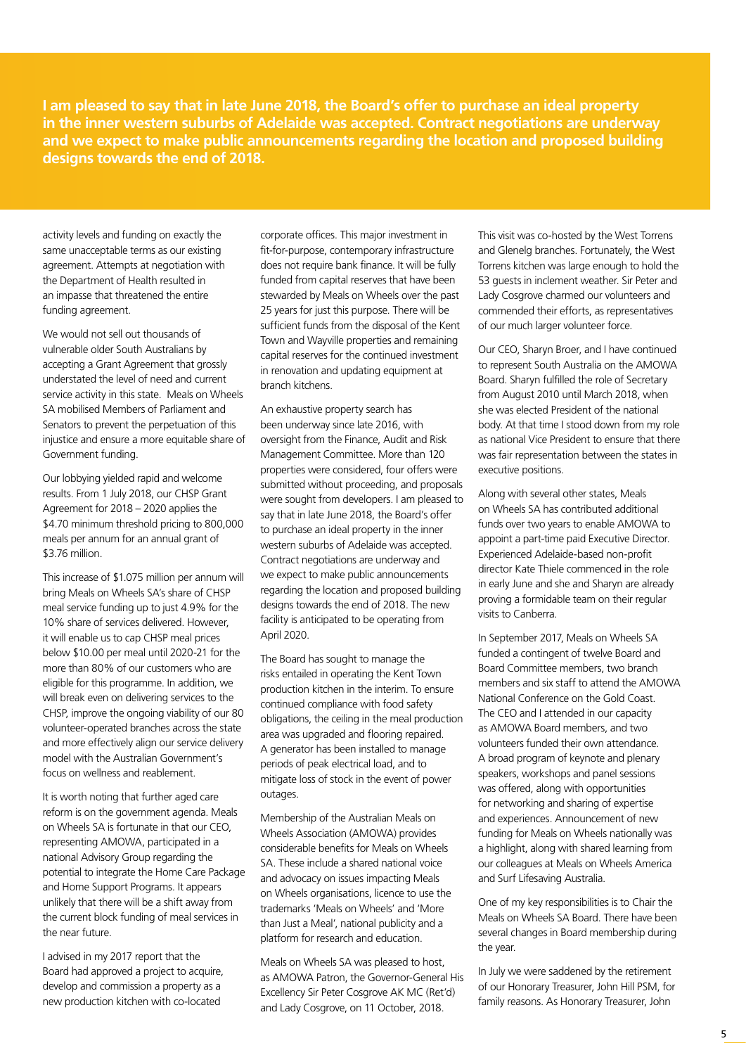**I am pleased to say that in late June 2018, the Board's offer to purchase an ideal property in the inner western suburbs of Adelaide was accepted. Contract negotiations are underway and we expect to make public announcements regarding the location and proposed building designs towards the end of 2018.**

activity levels and funding on exactly the same unacceptable terms as our existing agreement. Attempts at negotiation with the Department of Health resulted in an impasse that threatened the entire funding agreement.

We would not sell out thousands of vulnerable older South Australians by accepting a Grant Agreement that grossly understated the level of need and current service activity in this state. Meals on Wheels SA mobilised Members of Parliament and Senators to prevent the perpetuation of this injustice and ensure a more equitable share of Government funding.

Our lobbying yielded rapid and welcome results. From 1 July 2018, our CHSP Grant Agreement for 2018 – 2020 applies the $4.70 minimum threshold pricing to 800,000 meals per annum for an annual grant of $3.76 million.

This increase of $1.075 million per annum will bring Meals on Wheels SA's share of CHSP meal service funding up to just 4.9% for the 10% share of services delivered. However, it will enable us to cap CHSP meal prices below $10.00 per meal until 2020-21 for the more than 80% of our customers who are eligible for this programme. In addition, we will break even on delivering services to the CHSP, improve the ongoing viability of our 80 volunteer-operated branches across the state and more effectively align our service delivery model with the Australian Government's focus on wellness and reablement.

It is worth noting that further aged care reform is on the government agenda. Meals on Wheels SA is fortunate in that our CEO, representing AMOWA, participated in a national Advisory Group regarding the potential to integrate the Home Care Package and Home Support Programs. It appears unlikely that there will be a shift away from the current block funding of meal services in the near future.

I advised in my 2017 report that the Board had approved a project to acquire, develop and commission a property as a new production kitchen with co-located corporate offices. This major investment in fit-for-purpose, contemporary infrastructure does not require bank finance. It will be fully funded from capital reserves that have been stewarded by Meals on Wheels over the past 25 years for just this purpose. There will be sufficient funds from the disposal of the Kent Town and Wayville properties and remaining capital reserves for the continued investment in renovation and updating equipment at branch kitchens.

An exhaustive property search has been underway since late 2016, with oversight from the Finance, Audit and Risk Management Committee. More than 120 properties were considered, four offers were submitted without proceeding, and proposals were sought from developers. I am pleased to say that in late June 2018, the Board's offer to purchase an ideal property in the inner western suburbs of Adelaide was accepted. Contract negotiations are underway and we expect to make public announcements regarding the location and proposed building designs towards the end of 2018. The new facility is anticipated to be operating from April 2020.

The Board has sought to manage the risks entailed in operating the Kent Town production kitchen in the interim. To ensure continued compliance with food safety obligations, the ceiling in the meal production area was upgraded and flooring repaired. A generator has been installed to manage periods of peak electrical load, and to mitigate loss of stock in the event of power outages.

Membership of the Australian Meals on Wheels Association (AMOWA) provides considerable benefits for Meals on Wheels SA. These include a shared national voice and advocacy on issues impacting Meals on Wheels organisations, licence to use the trademarks 'Meals on Wheels' and 'More than Just a Meal', national publicity and a platform for research and education.

Meals on Wheels SA was pleased to host, as AMOWA Patron, the Governor-General His Excellency Sir Peter Cosgrove AK MC (Ret'd) and Lady Cosgrove, on 11 October, 2018. This visit was co-hosted by the West Torrens and Glenelg branches. Fortunately, the West Torrens kitchen was large enough to hold the 53 guests in inclement weather. Sir Peter and Lady Cosgrove charmed our volunteers and commended their efforts, as representatives of our much larger volunteer force.

Our CEO, Sharyn Broer, and I have continued to represent South Australia on the AMOWA Board. Sharyn fulfilled the role of Secretary from August 2010 until March 2018, when she was elected President of the national body. At that time I stood down from my role as national Vice President to ensure that there was fair representation between the states in executive positions.

Along with several other states, Meals on Wheels SA has contributed additional funds over two years to enable AMOWA to appoint a part-time paid Executive Director. Experienced Adelaide-based non-profit director Kate Thiele commenced in the role in early June and she and Sharyn are already proving a formidable team on their regular visits to Canberra.

In September 2017, Meals on Wheels SA funded a contingent of twelve Board and Board Committee members, two branch members and six staff to attend the AMOWA National Conference on the Gold Coast. The CEO and I attended in our capacity as AMOWA Board members, and two volunteers funded their own attendance. A broad program of keynote and plenary speakers, workshops and panel sessions was offered, along with opportunities for networking and sharing of expertise and experiences. Announcement of new funding for Meals on Wheels nationally was a highlight, along with shared learning from our colleagues at Meals on Wheels America and Surf Lifesaving Australia.

One of my key responsibilities is to Chair the Meals on Wheels SA Board. There have been several changes in Board membership during the year.

In July we were saddened by the retirement of our Honorary Treasurer, John Hill PSM, for family reasons. As Honorary Treasurer, John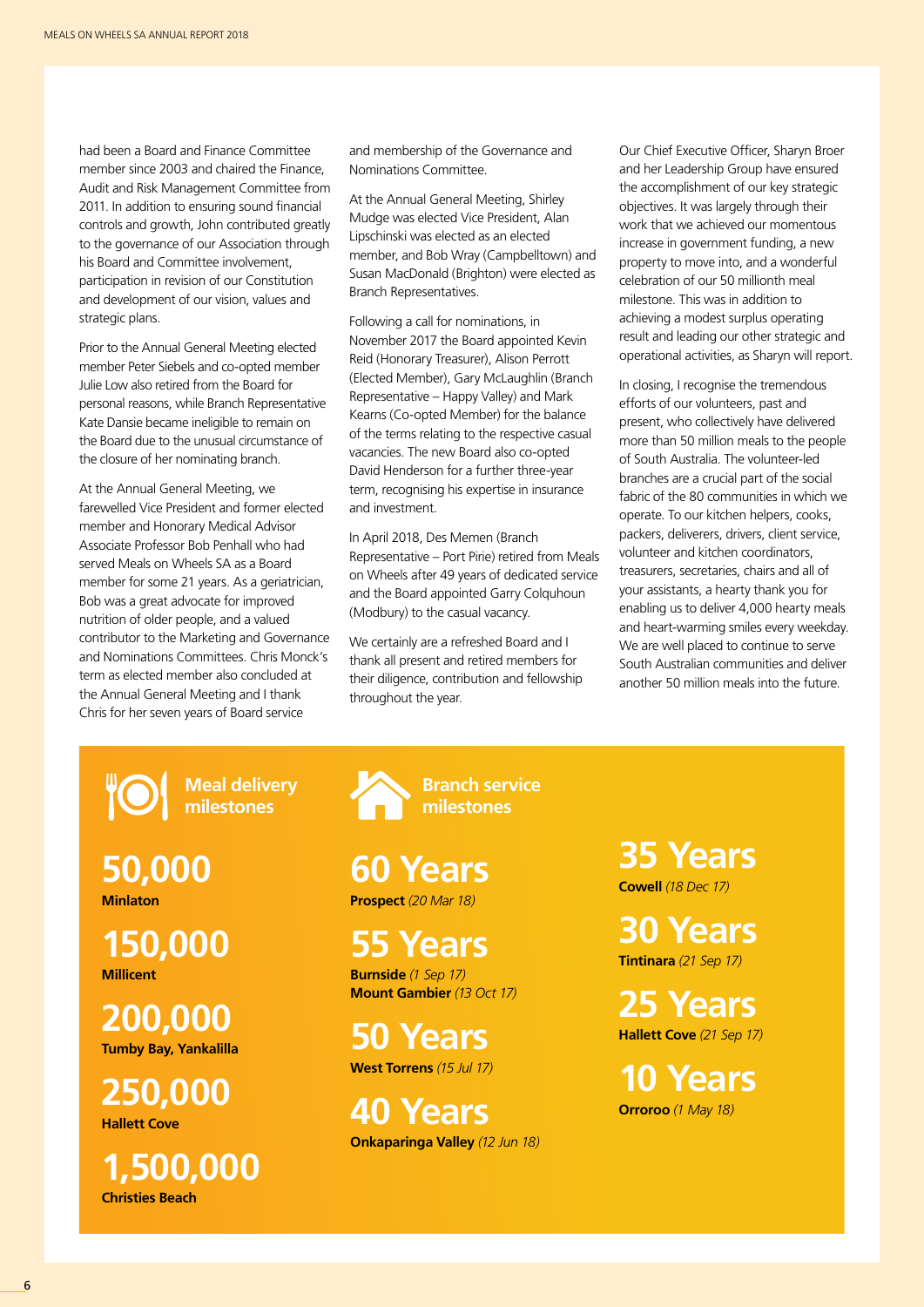had been a Board and Finance Committee member since 2003 and chaired the Finance, Audit and Risk Management Committee from 2011. In addition to ensuring sound financial controls and growth, John contributed greatly to the governance of our Association through his Board and Committee involvement, participation in revision of our Constitution and development of our vision, values and strategic plans.

Prior to the Annual General Meeting elected member Peter Siebels and co-opted member Julie Low also retired from the Board for personal reasons, while Branch Representative Kate Dansie became ineligible to remain on the Board due to the unusual circumstance of the closure of her nominating branch.

At the Annual General Meeting, we farewelled Vice President and former elected member and Honorary Medical Advisor Associate Professor Bob Penhall who had served Meals on Wheels SA as a Board member for some 21 years. As a geriatrician, Bob was a great advocate for improved nutrition of older people, and a valued contributor to the Marketing and Governance and Nominations Committees. Chris Monck's term as elected member also concluded at the Annual General Meeting and I thank Chris for her seven years of Board service and membership of the Governance and Nominations Committee.

At the Annual General Meeting, Shirley Mudge was elected Vice President, Alan Lipschinski was elected as an elected member, and Bob Wray (Campbelltown) and Susan MacDonald (Brighton) were elected as Branch Representatives.

Following a call for nominations, in November 2017 the Board appointed Kevin Reid (Honorary Treasurer), Alison Perrott (Elected Member), Gary McLaughlin (Branch Representative – Happy Valley) and Mark Kearns (Co-opted Member) for the balance of the terms relating to the respective casual vacancies. The new Board also co-opted David Henderson for a further three-year term, recognising his expertise in insurance and investment.

In April 2018, Des Memen (Branch Representative – Port Pirie) retired from Meals on Wheels after 49 years of dedicated service and the Board appointed Garry Colquhoun (Modbury) to the casual vacancy.

We certainly are a refreshed Board and I thank all present and retired members for their diligence, contribution and fellowship throughout the year.

Our Chief Executive Officer, Sharyn Broer and her Leadership Group have ensured the accomplishment of our key strategic objectives. It was largely through their work that we achieved our momentous increase in government funding, a new property to move into, and a wonderful celebration of our 50 millionth meal milestone. This was in addition to achieving a modest surplus operating result and leading our other strategic and operational activities, as Sharyn will report.

In closing, I recognise the tremendous efforts of our volunteers, past and present, who collectively have delivered more than 50 million meals to the people of South Australia. The volunteer-led branches are a crucial part of the social fabric of the 80 communities in which we operate. To our kitchen helpers, cooks, packers, deliverers, drivers, client service, volunteer and kitchen coordinators, treasurers, secretaries, chairs and all of your assistants, a hearty thank you for enabling us to deliver 4,000 hearty meals and heart-warming smiles every weekday. We are well placed to continue to serve South Australian communities and deliver another 50 million meals into the future.

## Meal delivery milestones

**50,000**
**Minlaton**

**150,000**
**Millicent**

**200,000**
**Tumby Bay, Yankalilla**

**250,000**
**Hallett Cove**

**1,500,000**
**Christies Beach**

## Branch service milestones

**60 Years**
**Prospect** *(20 Mar 18)*

**55 Years**
**Burnside** *(1 Sep 17)*
**Mount Gambier** *(13 Oct 17)*

**50 Years**
**West Torrens** *(15 Jul 17)*

**40 Years**
**Onkaparinga Valley** *(12 Jun 18)*

**35 Years**
**Cowell** *(18 Dec 17)*

**30 Years**
**Tintinara** *(21 Sep 17)*

**25 Years**
**Hallett Cove** *(21 Sep 17)*

**10 Years**
**Orroroo** *(1 May 18)*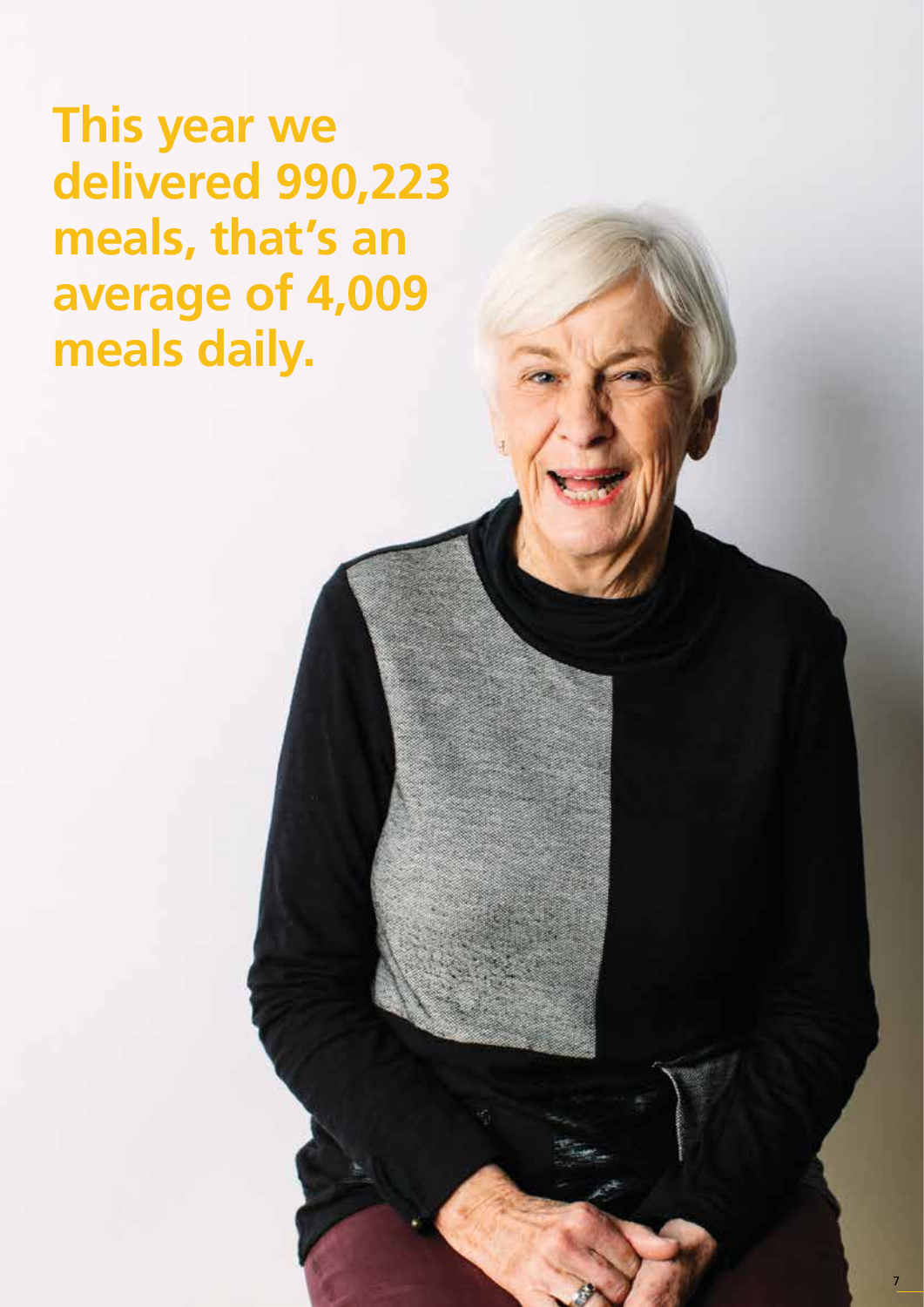# This year we delivered 990,223 meals, that's an average of 4,009 meals daily.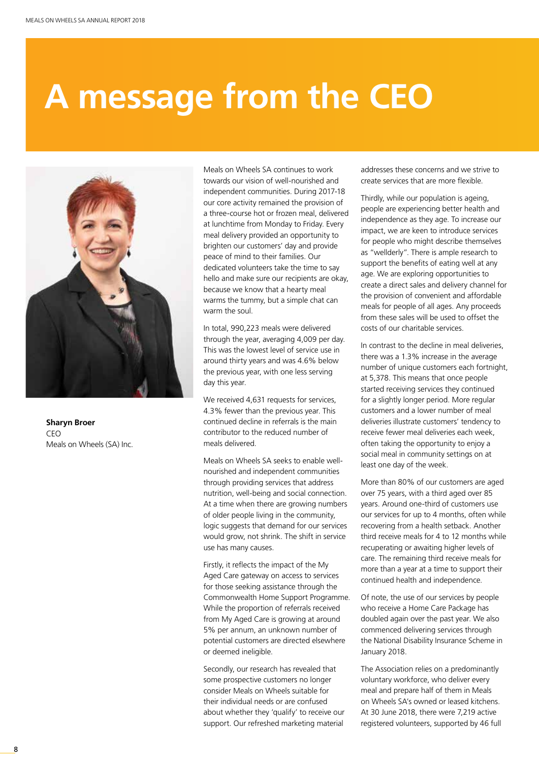# A message from the CEO

**Sharyn Broer**
CEO
Meals on Wheels (SA) Inc.

Meals on Wheels SA continues to work towards our vision of well-nourished and independent communities. During 2017-18 our core activity remained the provision of a three-course hot or frozen meal, delivered at lunchtime from Monday to Friday. Every meal delivery provided an opportunity to brighten our customers' day and provide peace of mind to their families. Our dedicated volunteers take the time to say hello and make sure our recipients are okay, because we know that a hearty meal warms the tummy, but a simple chat can warm the soul.

In total, 990,223 meals were delivered through the year, averaging 4,009 per day. This was the lowest level of service use in around thirty years and was 4.6% below the previous year, with one less serving day this year.

We received 4,631 requests for services, 4.3% fewer than the previous year. This continued decline in referrals is the main contributor to the reduced number of meals delivered.

Meals on Wheels SA seeks to enable well-nourished and independent communities through providing services that address nutrition, well-being and social connection. At a time when there are growing numbers of older people living in the community, logic suggests that demand for our services would grow, not shrink. The shift in service use has many causes.

Firstly, it reflects the impact of the My Aged Care gateway on access to services for those seeking assistance through the Commonwealth Home Support Programme. While the proportion of referrals received from My Aged Care is growing at around 5% per annum, an unknown number of potential customers are directed elsewhere or deemed ineligible.

Secondly, our research has revealed that some prospective customers no longer consider Meals on Wheels suitable for their individual needs or are confused about whether they 'qualify' to receive our support. Our refreshed marketing material addresses these concerns and we strive to create services that are more flexible.

Thirdly, while our population is ageing, people are experiencing better health and independence as they age. To increase our impact, we are keen to introduce services for people who might describe themselves as "wellderly". There is ample research to support the benefits of eating well at any age. We are exploring opportunities to create a direct sales and delivery channel for the provision of convenient and affordable meals for people of all ages. Any proceeds from these sales will be used to offset the costs of our charitable services.

In contrast to the decline in meal deliveries, there was a 1.3% increase in the average number of unique customers each fortnight, at 5,378. This means that once people started receiving services they continued for a slightly longer period. More regular customers and a lower number of meal deliveries illustrate customers' tendency to receive fewer meal deliveries each week, often taking the opportunity to enjoy a social meal in community settings on at least one day of the week.

More than 80% of our customers are aged over 75 years, with a third aged over 85 years. Around one-third of customers use our services for up to 4 months, often while recovering from a health setback. Another third receive meals for 4 to 12 months while recuperating or awaiting higher levels of care. The remaining third receive meals for more than a year at a time to support their continued health and independence.

Of note, the use of our services by people who receive a Home Care Package has doubled again over the past year. We also commenced delivering services through the National Disability Insurance Scheme in January 2018.

The Association relies on a predominantly voluntary workforce, who deliver every meal and prepare half of them in Meals on Wheels SA's owned or leased kitchens. At 30 June 2018, there were 7,219 active registered volunteers, supported by 46 full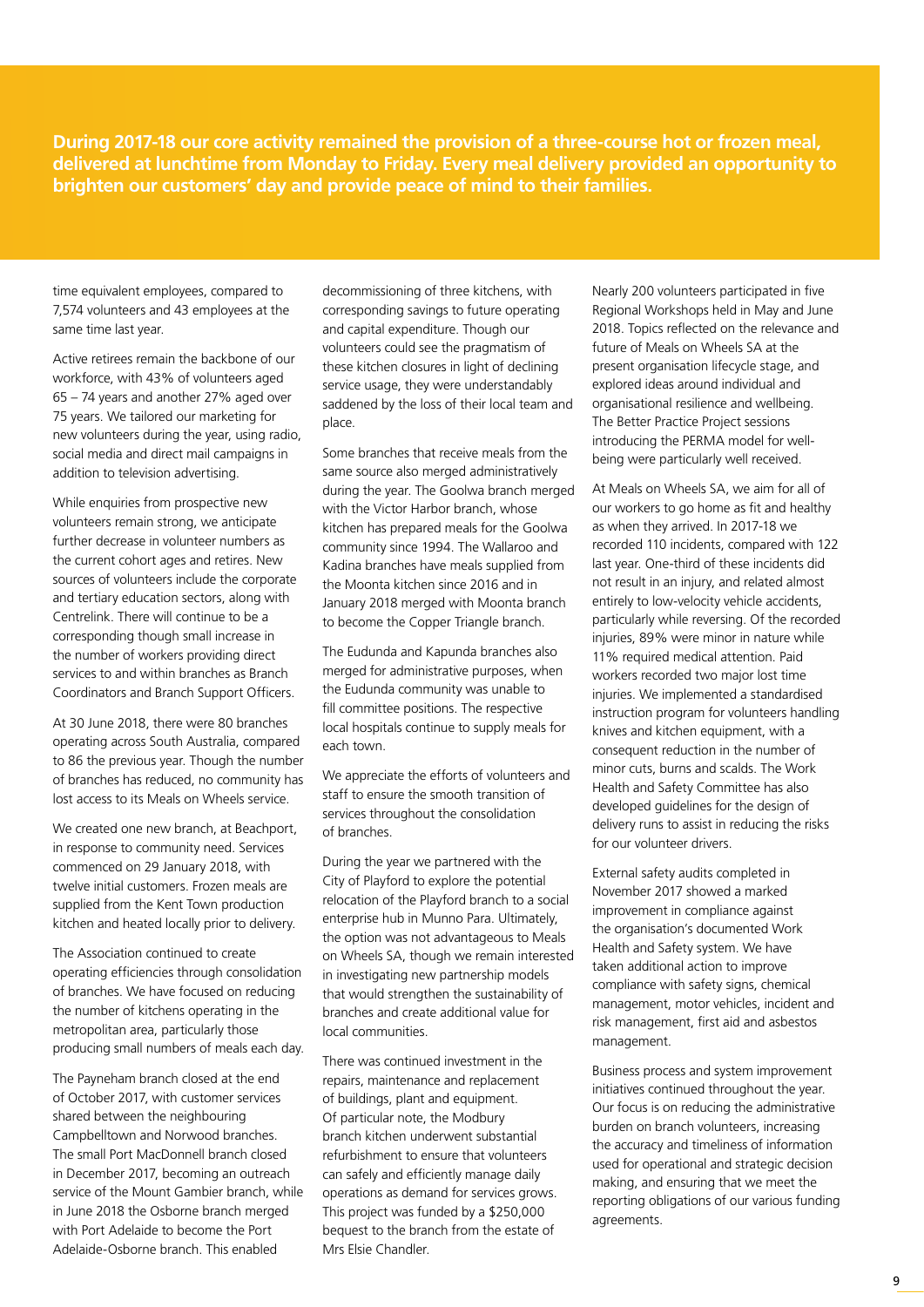**During 2017-18 our core activity remained the provision of a three-course hot or frozen meal, delivered at lunchtime from Monday to Friday. Every meal delivery provided an opportunity to brighten our customers' day and provide peace of mind to their families.**

time equivalent employees, compared to 7,574 volunteers and 43 employees at the same time last year.

Active retirees remain the backbone of our workforce, with 43% of volunteers aged 65 – 74 years and another 27% aged over 75 years. We tailored our marketing for new volunteers during the year, using radio, social media and direct mail campaigns in addition to television advertising.

While enquiries from prospective new volunteers remain strong, we anticipate further decrease in volunteer numbers as the current cohort ages and retires. New sources of volunteers include the corporate and tertiary education sectors, along with Centrelink. There will continue to be a corresponding though small increase in the number of workers providing direct services to and within branches as Branch Coordinators and Branch Support Officers.

At 30 June 2018, there were 80 branches operating across South Australia, compared to 86 the previous year. Though the number of branches has reduced, no community has lost access to its Meals on Wheels service.

We created one new branch, at Beachport, in response to community need. Services commenced on 29 January 2018, with twelve initial customers. Frozen meals are supplied from the Kent Town production kitchen and heated locally prior to delivery.

The Association continued to create operating efficiencies through consolidation of branches. We have focused on reducing the number of kitchens operating in the metropolitan area, particularly those producing small numbers of meals each day.

The Payneham branch closed at the end of October 2017, with customer services shared between the neighbouring Campbelltown and Norwood branches. The small Port MacDonnell branch closed in December 2017, becoming an outreach service of the Mount Gambier branch, while in June 2018 the Osborne branch merged with Port Adelaide to become the Port Adelaide-Osborne branch. This enabled decommissioning of three kitchens, with corresponding savings to future operating and capital expenditure. Though our volunteers could see the pragmatism of these kitchen closures in light of declining service usage, they were understandably saddened by the loss of their local team and place.

Some branches that receive meals from the same source also merged administratively during the year. The Goolwa branch merged with the Victor Harbor branch, whose kitchen has prepared meals for the Goolwa community since 1994. The Wallaroo and Kadina branches have meals supplied from the Moonta kitchen since 2016 and in January 2018 merged with Moonta branch to become the Copper Triangle branch.

The Eudunda and Kapunda branches also merged for administrative purposes, when the Eudunda community was unable to fill committee positions. The respective local hospitals continue to supply meals for each town.

We appreciate the efforts of volunteers and staff to ensure the smooth transition of services throughout the consolidation of branches.

During the year we partnered with the City of Playford to explore the potential relocation of the Playford branch to a social enterprise hub in Munno Para. Ultimately, the option was not advantageous to Meals on Wheels SA, though we remain interested in investigating new partnership models that would strengthen the sustainability of branches and create additional value for local communities.

There was continued investment in the repairs, maintenance and replacement of buildings, plant and equipment. Of particular note, the Modbury branch kitchen underwent substantial refurbishment to ensure that volunteers can safely and efficiently manage daily operations as demand for services grows. This project was funded by a $250,000 bequest to the branch from the estate of Mrs Elsie Chandler.

Nearly 200 volunteers participated in five Regional Workshops held in May and June 2018. Topics reflected on the relevance and future of Meals on Wheels SA at the present organisation lifecycle stage, and explored ideas around individual and organisational resilience and wellbeing. The Better Practice Project sessions introducing the PERMA model for well-being were particularly well received.

At Meals on Wheels SA, we aim for all of our workers to go home as fit and healthy as when they arrived. In 2017-18 we recorded 110 incidents, compared with 122 last year. One-third of these incidents did not result in an injury, and related almost entirely to low-velocity vehicle accidents, particularly while reversing. Of the recorded injuries, 89% were minor in nature while 11% required medical attention. Paid workers recorded two major lost time injuries. We implemented a standardised instruction program for volunteers handling knives and kitchen equipment, with a consequent reduction in the number of minor cuts, burns and scalds. The Work Health and Safety Committee has also developed guidelines for the design of delivery runs to assist in reducing the risks for our volunteer drivers.

External safety audits completed in November 2017 showed a marked improvement in compliance against the organisation's documented Work Health and Safety system. We have taken additional action to improve compliance with safety signs, chemical management, motor vehicles, incident and risk management, first aid and asbestos management.

Business process and system improvement initiatives continued throughout the year. Our focus is on reducing the administrative burden on branch volunteers, increasing the accuracy and timeliness of information used for operational and strategic decision making, and ensuring that we meet the reporting obligations of our various funding agreements.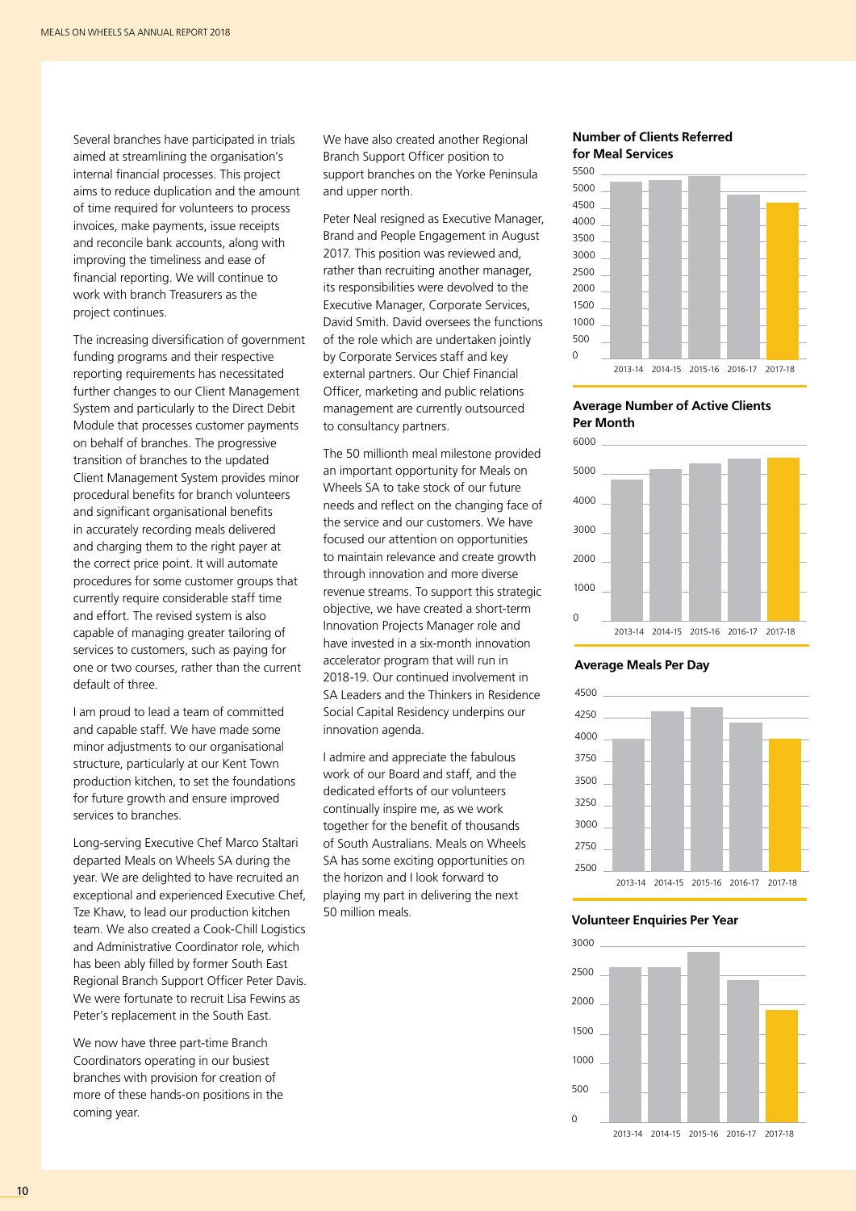Several branches have participated in trials aimed at streamlining the organisation's internal financial processes. This project aims to reduce duplication and the amount of time required for volunteers to process invoices, make payments, issue receipts and reconcile bank accounts, along with improving the timeliness and ease of financial reporting. We will continue to work with branch Treasurers as the project continues.

The increasing diversification of government funding programs and their respective reporting requirements has necessitated further changes to our Client Management System and particularly to the Direct Debit Module that processes customer payments on behalf of branches. The progressive transition of branches to the updated Client Management System provides minor procedural benefits for branch volunteers and significant organisational benefits in accurately recording meals delivered and charging them to the right payer at the correct price point. It will automate procedures for some customer groups that currently require considerable staff time and effort. The revised system is also capable of managing greater tailoring of services to customers, such as paying for one or two courses, rather than the current default of three.

I am proud to lead a team of committed and capable staff. We have made some minor adjustments to our organisational structure, particularly at our Kent Town production kitchen, to set the foundations for future growth and ensure improved services to branches.

Long-serving Executive Chef Marco Staltari departed Meals on Wheels SA during the year. We are delighted to have recruited an exceptional and experienced Executive Chef, Tze Khaw, to lead our production kitchen team. We also created a Cook-Chill Logistics and Administrative Coordinator role, which has been ably filled by former South East Regional Branch Support Officer Peter Davis. We were fortunate to recruit Lisa Fewins as Peter's replacement in the South East.

We now have three part-time Branch Coordinators operating in our busiest branches with provision for creation of more of these hands-on positions in the coming year.

We have also created another Regional Branch Support Officer position to support branches on the Yorke Peninsula and upper north.

Peter Neal resigned as Executive Manager, Brand and People Engagement in August 2017. This position was reviewed and, rather than recruiting another manager, its responsibilities were devolved to the Executive Manager, Corporate Services, David Smith. David oversees the functions of the role which are undertaken jointly by Corporate Services staff and key external partners. Our Chief Financial Officer, marketing and public relations management are currently outsourced to consultancy partners.

The 50 millionth meal milestone provided an important opportunity for Meals on Wheels SA to take stock of our future needs and reflect on the changing face of the service and our customers. We have focused our attention on opportunities to maintain relevance and create growth through innovation and more diverse revenue streams. To support this strategic objective, we have created a short-term Innovation Projects Manager role and have invested in a six-month innovation accelerator program that will run in 2018-19. Our continued involvement in SA Leaders and the Thinkers in Residence Social Capital Residency underpins our innovation agenda.

I admire and appreciate the fabulous work of our Board and staff, and the dedicated efforts of our volunteers continually inspire me, as we work together for the benefit of thousands of South Australians. Meals on Wheels SA has some exciting opportunities on the horizon and I look forward to playing my part in delivering the next 50 million meals.

**Number of Clients Referred for Meal Services**

**Average Number of Active Clients Per Month**

**Average Meals Per Day**

**Volunteer Enquiries Per Year**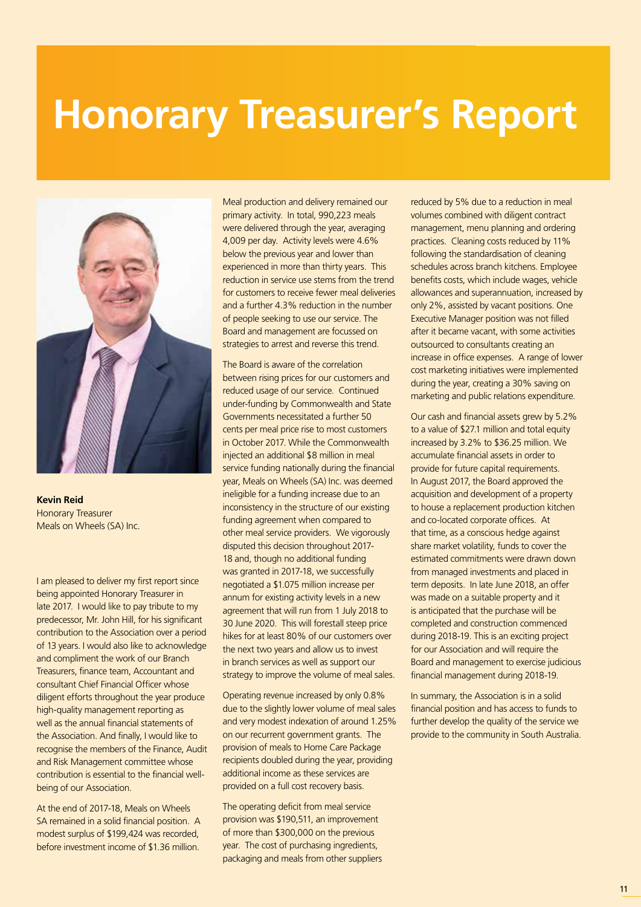# Honorary Treasurer's Report

**Kevin Reid**
Honorary Treasurer
Meals on Wheels (SA) Inc.

I am pleased to deliver my first report since being appointed Honorary Treasurer in late 2017. I would like to pay tribute to my predecessor, Mr. John Hill, for his significant contribution to the Association over a period of 13 years. I would also like to acknowledge and compliment the work of our Branch Treasurers, finance team, Accountant and consultant Chief Financial Officer whose diligent efforts throughout the year produce high-quality management reporting as well as the annual financial statements of the Association. And finally, I would like to recognise the members of the Finance, Audit and Risk Management committee whose contribution is essential to the financial well-being of our Association.

At the end of 2017-18, Meals on Wheels SA remained in a solid financial position. A modest surplus of $199,424 was recorded, before investment income of $1.36 million.

Meal production and delivery remained our primary activity. In total, 990,223 meals were delivered through the year, averaging 4,009 per day. Activity levels were 4.6% below the previous year and lower than experienced in more than thirty years. This reduction in service use stems from the trend for customers to receive fewer meal deliveries and a further 4.3% reduction in the number of people seeking to use our service. The Board and management are focussed on strategies to arrest and reverse this trend.

The Board is aware of the correlation between rising prices for our customers and reduced usage of our service. Continued under-funding by Commonwealth and State Governments necessitated a further 50 cents per meal price rise to most customers in October 2017. While the Commonwealth injected an additional $8 million in meal service funding nationally during the financial year, Meals on Wheels (SA) Inc. was deemed ineligible for a funding increase due to an inconsistency in the structure of our existing funding agreement when compared to other meal service providers. We vigorously disputed this decision throughout 2017-18 and, though no additional funding was granted in 2017-18, we successfully negotiated a $1.075 million increase per annum for existing activity levels in a new agreement that will run from 1 July 2018 to 30 June 2020. This will forestall steep price hikes for at least 80% of our customers over the next two years and allow us to invest in branch services as well as support our strategy to improve the volume of meal sales.

Operating revenue increased by only 0.8% due to the slightly lower volume of meal sales and very modest indexation of around 1.25% on our recurrent government grants. The provision of meals to Home Care Package recipients doubled during the year, providing additional income as these services are provided on a full cost recovery basis.

The operating deficit from meal service provision was $190,511, an improvement of more than $300,000 on the previous year. The cost of purchasing ingredients, packaging and meals from other suppliers reduced by 5% due to a reduction in meal volumes combined with diligent contract management, menu planning and ordering practices. Cleaning costs reduced by 11% following the standardisation of cleaning schedules across branch kitchens. Employee benefits costs, which include wages, vehicle allowances and superannuation, increased by only 2%, assisted by vacant positions. One Executive Manager position was not filled after it became vacant, with some activities outsourced to consultants creating an increase in office expenses. A range of lower cost marketing initiatives were implemented during the year, creating a 30% saving on marketing and public relations expenditure.

Our cash and financial assets grew by 5.2% to a value of $27.1 million and total equity increased by 3.2% to $36.25 million. We accumulate financial assets in order to provide for future capital requirements. In August 2017, the Board approved the acquisition and development of a property to house a replacement production kitchen and co-located corporate offices. At that time, as a conscious hedge against share market volatility, funds to cover the estimated commitments were drawn down from managed investments and placed in term deposits. In late June 2018, an offer was made on a suitable property and it is anticipated that the purchase will be completed and construction commenced during 2018-19. This is an exciting project for our Association and will require the Board and management to exercise judicious financial management during 2018-19.

In summary, the Association is in a solid financial position and has access to funds to further develop the quality of the service we provide to the community in South Australia.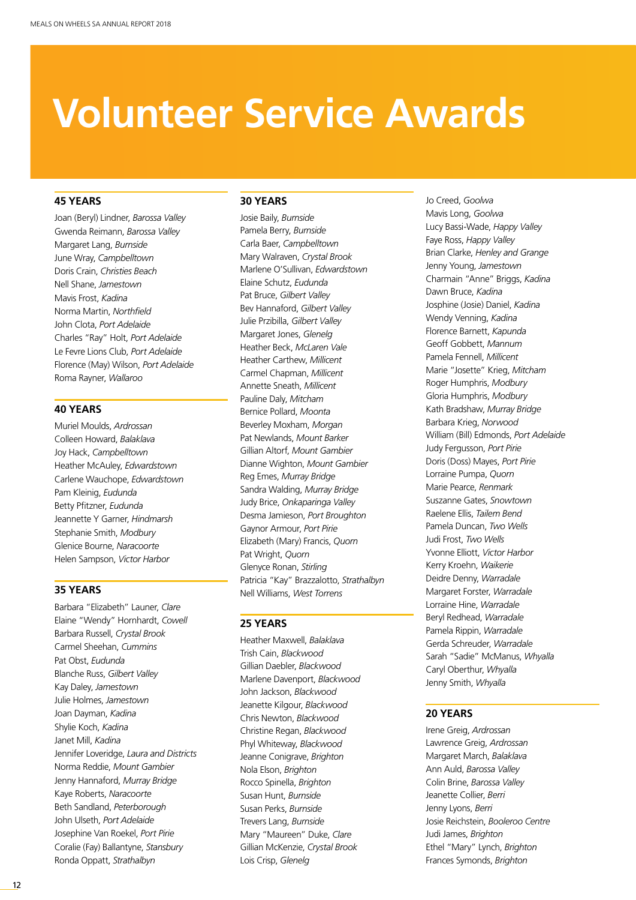# Volunteer Service Awards

## 45 YEARS

Joan (Beryl) Lindner, *Barossa Valley*
Gwenda Reimann, *Barossa Valley*
Margaret Lang, *Burnside*
June Wray, *Campbelltown*
Doris Crain, *Christies Beach*
Nell Shane, *Jamestown*
Mavis Frost, *Kadina*
Norma Martin, *Northfield*
John Clota, *Port Adelaide*
Charles "Ray" Holt, *Port Adelaide*
Le Fevre Lions Club, *Port Adelaide*
Florence (May) Wilson, *Port Adelaide*
Roma Rayner, *Wallaroo*

## 40 YEARS

Muriel Moulds, *Ardrossan*
Colleen Howard, *Balaklava*
Joy Hack, *Campbelltown*
Heather McAuley, *Edwardstown*
Carlene Wauchope, *Edwardstown*
Pam Kleinig, *Eudunda*
Betty Pfitzner, *Eudunda*
Jeannette Y Garner, *Hindmarsh*
Stephanie Smith, *Modbury*
Glenice Bourne, *Naracoorte*
Helen Sampson, *Victor Harbor*

## 35 YEARS

Barbara "Elizabeth" Launer, *Clare*
Elaine "Wendy" Hornhardt, *Cowell*
Barbara Russell, *Crystal Brook*
Carmel Sheehan, *Cummins*
Pat Obst, *Eudunda*
Blanche Russ, *Gilbert Valley*
Kay Daley, *Jamestown*
Julie Holmes, *Jamestown*
Joan Dayman, *Kadina*
Shylie Koch, *Kadina*
Janet Mill, *Kadina*
Jennifer Loveridge, *Laura and Districts*
Norma Reddie, *Mount Gambier*
Jenny Hannaford, *Murray Bridge*
Kaye Roberts, *Naracoorte*
Beth Sandland, *Peterborough*
John Ulseth, *Port Adelaide*
Josephine Van Roekel, *Port Pirie*
Coralie (Fay) Ballantyne, *Stansbury*
Ronda Oppatt, *Strathalbyn*

## 30 YEARS

Josie Baily, *Burnside*
Pamela Berry, *Burnside*
Carla Baer, *Campbelltown*
Mary Walraven, *Crystal Brook*
Marlene O'Sullivan, *Edwardstown*
Elaine Schutz, *Eudunda*
Pat Bruce, *Gilbert Valley*
Bev Hannaford, *Gilbert Valley*
Julie Przibilla, *Gilbert Valley*
Margaret Jones, *Glenelg*
Heather Beck, *McLaren Vale*
Heather Carthew, *Millicent*
Carmel Chapman, *Millicent*
Annette Sneath, *Millicent*
Pauline Daly, *Mitcham*
Bernice Pollard, *Moonta*
Beverley Moxham, *Morgan*
Pat Newlands, *Mount Barker*
Gillian Altorf, *Mount Gambier*
Dianne Wighton, *Mount Gambier*
Reg Emes, *Murray Bridge*
Sandra Walding, *Murray Bridge*
Judy Brice, *Onkaparinga Valley*
Desma Jamieson, *Port Broughton*
Gaynor Armour, *Port Pirie*
Elizabeth (Mary) Francis, *Quorn*
Pat Wright, *Quorn*
Glenyce Ronan, *Stirling*
Patricia "Kay" Brazzalotto, *Strathalbyn*
Nell Williams, *West Torrens*

## 25 YEARS

Heather Maxwell, *Balaklava*
Trish Cain, *Blackwood*
Gillian Daebler, *Blackwood*
Marlene Davenport, *Blackwood*
John Jackson, *Blackwood*
Jeanette Kilgour, *Blackwood*
Chris Newton, *Blackwood*
Christine Regan, *Blackwood*
Phyl Whiteway, *Blackwood*
Jeanne Conigrave, *Brighton*
Nola Elson, *Brighton*
Rocco Spinella, *Brighton*
Susan Hunt, *Burnside*
Susan Perks, *Burnside*
Trevers Lang, *Burnside*
Mary "Maureen" Duke, *Clare*
Gillian McKenzie, *Crystal Brook*
Lois Crisp, *Glenelg*
Jo Creed, *Goolwa*
Mavis Long, *Goolwa*
Lucy Bassi-Wade, *Happy Valley*
Faye Ross, *Happy Valley*
Brian Clarke, *Henley and Grange*
Jenny Young, *Jamestown*
Charmain "Anne" Briggs, *Kadina*
Dawn Bruce, *Kadina*
Josphine (Josie) Daniel, *Kadina*
Wendy Venning, *Kadina*
Florence Barnett, *Kapunda*
Geoff Gobbett, *Mannum*
Pamela Fennell, *Millicent*
Marie "Josette" Krieg, *Mitcham*
Roger Humphris, *Modbury*
Gloria Humphris, *Modbury*
Kath Bradshaw, *Murray Bridge*
Barbara Krieg, *Norwood*
William (Bill) Edmonds, *Port Adelaide*
Judy Fergusson, *Port Pirie*
Doris (Doss) Mayes, *Port Pirie*
Lorraine Pumpa, *Quorn*
Marie Pearce, *Renmark*
Suszanne Gates, *Snowtown*
Raelene Ellis, *Tailem Bend*
Pamela Duncan, *Two Wells*
Judi Frost, *Two Wells*
Yvonne Elliott, *Victor Harbor*
Kerry Kroehn, *Waikerie*
Deidre Denny, *Warradale*
Margaret Forster, *Warradale*
Lorraine Hine, *Warradale*
Beryl Redhead, *Warradale*
Pamela Rippin, *Warradale*
Gerda Schreuder, *Warradale*
Sarah "Sadie" McManus, *Whyalla*
Caryl Oberthur, *Whyalla*
Jenny Smith, *Whyalla*

## 20 YEARS

Irene Greig, *Ardrossan*
Lawrence Greig, *Ardrossan*
Margaret March, *Balaklava*
Ann Auld, *Barossa Valley*
Colin Brine, *Barossa Valley*
Jeanette Collier, *Berri*
Jenny Lyons, *Berri*
Josie Reichstein, *Booleroo Centre*
Judi James, *Brighton*
Ethel "Mary" Lynch, *Brighton*
Frances Symonds, *Brighton*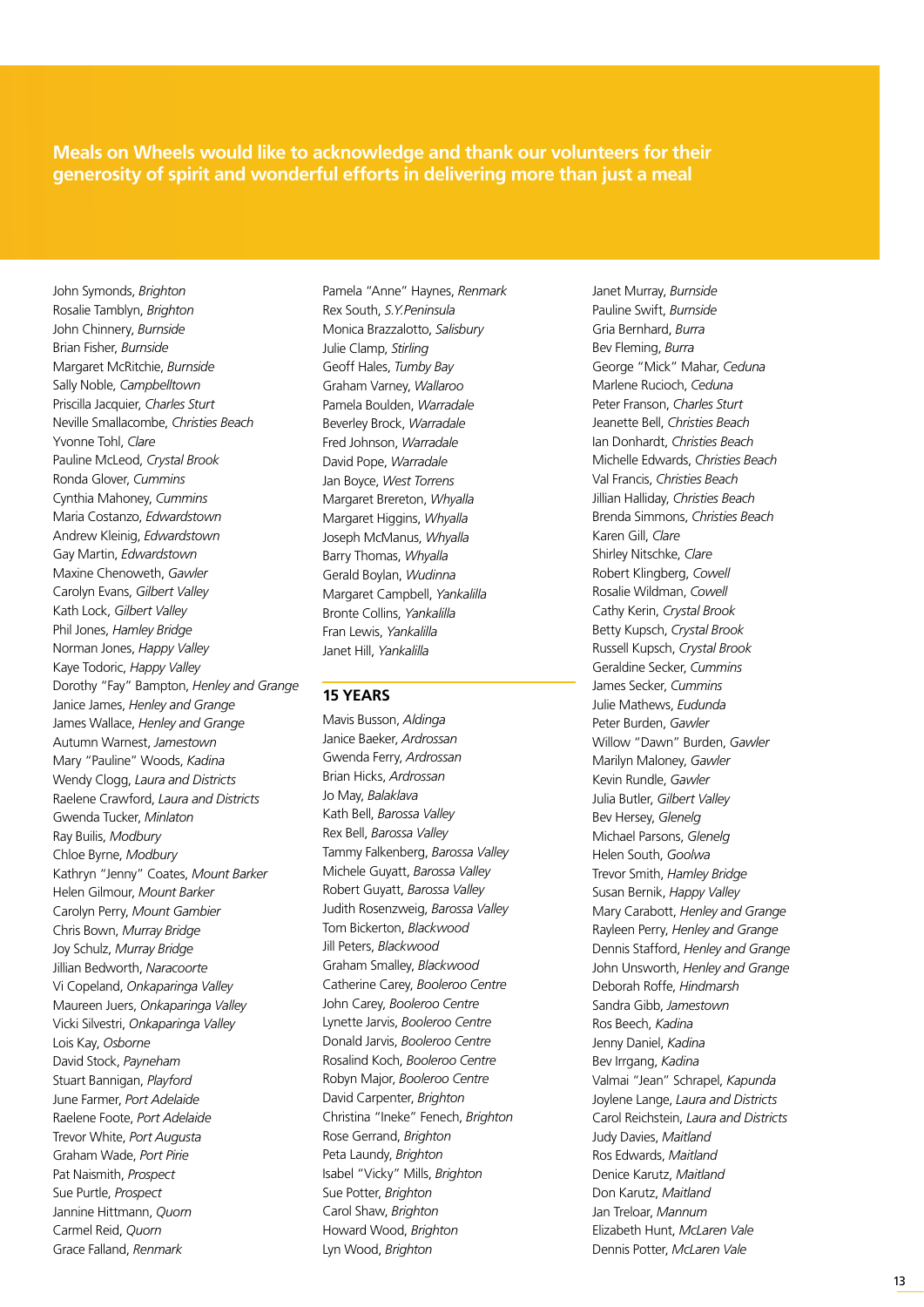**Meals on Wheels would like to acknowledge and thank our volunteers for their generosity of spirit and wonderful efforts in delivering more than just a meal**

John Symonds, *Brighton*
Rosalie Tamblyn, *Brighton*
John Chinnery, *Burnside*
Brian Fisher, *Burnside*
Margaret McRitchie, *Burnside*
Sally Noble, *Campbelltown*
Priscilla Jacquier, *Charles Sturt*
Neville Smallacombe, *Christies Beach*
Yvonne Tohl, *Clare*
Pauline McLeod, *Crystal Brook*
Ronda Glover, *Cummins*
Cynthia Mahoney, *Cummins*
Maria Costanzo, *Edwardstown*
Andrew Kleinig, *Edwardstown*
Gay Martin, *Edwardstown*
Maxine Chenoweth, *Gawler*
Carolyn Evans, *Gilbert Valley*
Kath Lock, *Gilbert Valley*
Phil Jones, *Hamley Bridge*
Norman Jones, *Happy Valley*
Kaye Todoric, *Happy Valley*
Dorothy "Fay" Bampton, *Henley and Grange*
Janice James, *Henley and Grange*
James Wallace, *Henley and Grange*
Autumn Warnest, *Jamestown*
Mary "Pauline" Woods, *Kadina*
Wendy Clogg, *Laura and Districts*
Raelene Crawford, *Laura and Districts*
Gwenda Tucker, *Minlaton*
Ray Builis, *Modbury*
Chloe Byrne, *Modbury*
Kathryn "Jenny" Coates, *Mount Barker*
Helen Gilmour, *Mount Barker*
Carolyn Perry, *Mount Gambier*
Chris Bown, *Murray Bridge*
Joy Schulz, *Murray Bridge*
Jillian Bedworth, *Naracoorte*
Vi Copeland, *Onkaparinga Valley*
Maureen Juers, *Onkaparinga Valley*
Vicki Silvestri, *Onkaparinga Valley*
Lois Kay, *Osborne*
David Stock, *Payneham*
Stuart Bannigan, *Playford*
June Farmer, *Port Adelaide*
Raelene Foote, *Port Adelaide*
Trevor White, *Port Augusta*
Graham Wade, *Port Pirie*
Pat Naismith, *Prospect*
Sue Purtle, *Prospect*
Jannine Hittmann, *Quorn*
Carmel Reid, *Quorn*
Grace Falland, *Renmark*
Pamela "Anne" Haynes, *Renmark*
Rex South, *S.Y.Peninsula*
Monica Brazzalotto, *Salisbury*
Julie Clamp, *Stirling*
Geoff Hales, *Tumby Bay*
Graham Varney, *Wallaroo*
Pamela Boulden, *Warradale*
Beverley Brock, *Warradale*
Fred Johnson, *Warradale*
David Pope, *Warradale*
Jan Boyce, *West Torrens*
Margaret Brereton, *Whyalla*
Margaret Higgins, *Whyalla*
Joseph McManus, *Whyalla*
Barry Thomas, *Whyalla*
Gerald Boylan, *Wudinna*
Margaret Campbell, *Yankalilla*
Bronte Collins, *Yankalilla*
Fran Lewis, *Yankalilla*
Janet Hill, *Yankalilla*

## 15 YEARS

Mavis Busson, *Aldinga*
Janice Baeker, *Ardrossan*
Gwenda Ferry, *Ardrossan*
Brian Hicks, *Ardrossan*
Jo May, *Balaklava*
Kath Bell, *Barossa Valley*
Rex Bell, *Barossa Valley*
Tammy Falkenberg, *Barossa Valley*
Michele Guyatt, *Barossa Valley*
Robert Guyatt, *Barossa Valley*
Judith Rosenzweig, *Barossa Valley*
Tom Bickerton, *Blackwood*
Jill Peters, *Blackwood*
Graham Smalley, *Blackwood*
Catherine Carey, *Booleroo Centre*
John Carey, *Booleroo Centre*
Lynette Jarvis, *Booleroo Centre*
Donald Jarvis, *Booleroo Centre*
Rosalind Koch, *Booleroo Centre*
Robyn Major, *Booleroo Centre*
David Carpenter, *Brighton*
Christina "Ineke" Fenech, *Brighton*
Rose Gerrand, *Brighton*
Peta Laundy, *Brighton*
Isabel "Vicky" Mills, *Brighton*
Sue Potter, *Brighton*
Carol Shaw, *Brighton*
Howard Wood, *Brighton*
Lyn Wood, *Brighton*
Janet Murray, *Burnside*
Pauline Swift, *Burnside*
Gria Bernhard, *Burra*
Bev Fleming, *Burra*
George "Mick" Mahar, *Ceduna*
Marlene Rucioch, *Ceduna*
Peter Franson, *Charles Sturt*
Jeanette Bell, *Christies Beach*
Ian Donhardt, *Christies Beach*
Michelle Edwards, *Christies Beach*
Val Francis, *Christies Beach*
Jillian Halliday, *Christies Beach*
Brenda Simmons, *Christies Beach*
Karen Gill, *Clare*
Shirley Nitschke, *Clare*
Robert Klingberg, *Cowell*
Rosalie Wildman, *Cowell*
Cathy Kerin, *Crystal Brook*
Betty Kupsch, *Crystal Brook*
Russell Kupsch, *Crystal Brook*
Geraldine Secker, *Cummins*
James Secker, *Cummins*
Julie Mathews, *Eudunda*
Peter Burden, *Gawler*
Willow "Dawn" Burden, *Gawler*
Marilyn Maloney, *Gawler*
Kevin Rundle, *Gawler*
Julia Butler, *Gilbert Valley*
Bev Hersey, *Glenelg*
Michael Parsons, *Glenelg*
Helen South, *Goolwa*
Trevor Smith, *Hamley Bridge*
Susan Bernik, *Happy Valley*
Mary Carabott, *Henley and Grange*
Rayleen Perry, *Henley and Grange*
Dennis Stafford, *Henley and Grange*
John Unsworth, *Henley and Grange*
Deborah Roffe, *Hindmarsh*
Sandra Gibb, *Jamestown*
Ros Beech, *Kadina*
Jenny Daniel, *Kadina*
Bev Irrgang, *Kadina*
Valmai "Jean" Schrapel, *Kapunda*
Joylene Lange, *Laura and Districts*
Carol Reichstein, *Laura and Districts*
Judy Davies, *Maitland*
Ros Edwards, *Maitland*
Denice Karutz, *Maitland*
Don Karutz, *Maitland*
Jan Treloar, *Mannum*
Elizabeth Hunt, *McLaren Vale*
Dennis Potter, *McLaren Vale*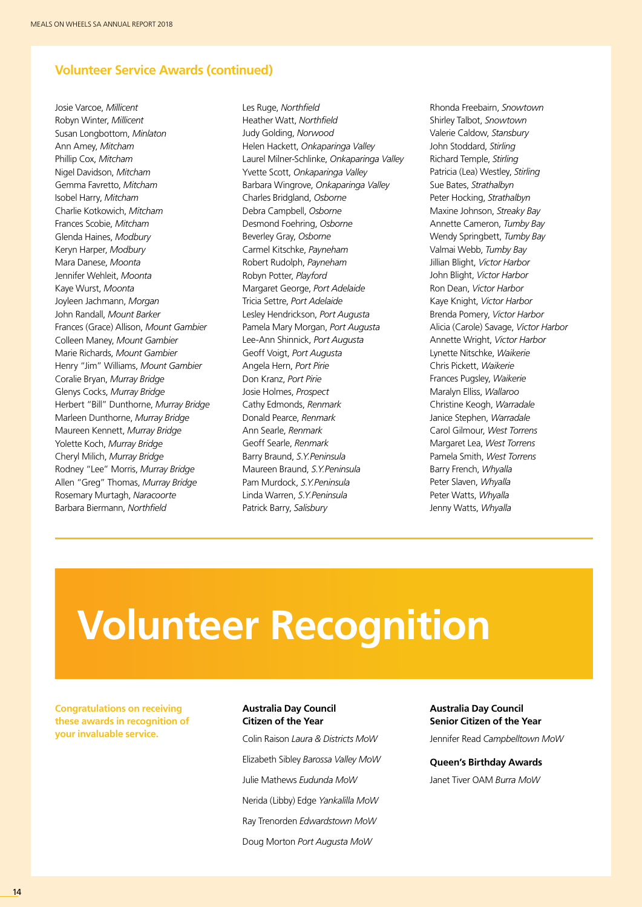## Volunteer Service Awards (continued)

Josie Varcoe, *Millicent*
Robyn Winter, *Millicent*
Susan Longbottom, *Minlaton*
Ann Amey, *Mitcham*
Phillip Cox, *Mitcham*
Nigel Davidson, *Mitcham*
Gemma Favretto, *Mitcham*
Isobel Harry, *Mitcham*
Charlie Kotkowich, *Mitcham*
Frances Scobie, *Mitcham*
Glenda Haines, *Modbury*
Keryn Harper, *Modbury*
Mara Danese, *Moonta*
Jennifer Wehleit, *Moonta*
Kaye Wurst, *Moonta*
Joyleen Jachmann, *Morgan*
John Randall, *Mount Barker*
Frances (Grace) Allison, *Mount Gambier*
Colleen Maney, *Mount Gambier*
Marie Richards, *Mount Gambier*
Henry "Jim" Williams, *Mount Gambier*
Coralie Bryan, *Murray Bridge*
Glenys Cocks, *Murray Bridge*
Herbert "Bill" Dunthorne, *Murray Bridge*
Marleen Dunthorne, *Murray Bridge*
Maureen Kennett, *Murray Bridge*
Yolette Koch, *Murray Bridge*
Cheryl Milich, *Murray Bridge*
Rodney "Lee" Morris, *Murray Bridge*
Allen "Greg" Thomas, *Murray Bridge*
Rosemary Murtagh, *Naracoorte*
Barbara Biermann, *Northfield*
Les Ruge, *Northfield*
Heather Watt, *Northfield*
Judy Golding, *Norwood*
Helen Hackett, *Onkaparinga Valley*
Laurel Milner-Schlinke, *Onkaparinga Valley*
Yvette Scott, *Onkaparinga Valley*
Barbara Wingrove, *Onkaparinga Valley*
Charles Bridgland, *Osborne*
Debra Campbell, *Osborne*
Desmond Foehring, *Osborne*
Beverley Gray, *Osborne*
Carmel Kitschke, *Payneham*
Robert Rudolph, *Payneham*
Robyn Potter, *Playford*
Margaret George, *Port Adelaide*
Tricia Settre, *Port Adelaide*
Lesley Hendrickson, *Port Augusta*
Pamela Mary Morgan, *Port Augusta*
Lee-Ann Shinnick, *Port Augusta*
Geoff Voigt, *Port Augusta*
Angela Hern, *Port Pirie*
Don Kranz, *Port Pirie*
Josie Holmes, *Prospect*
Cathy Edmonds, *Renmark*
Donald Pearce, *Renmark*
Ann Searle, *Renmark*
Geoff Searle, *Renmark*
Barry Braund, *S.Y.Peninsula*
Maureen Braund, *S.Y.Peninsula*
Pam Murdock, *S.Y.Peninsula*
Linda Warren, *S.Y.Peninsula*
Patrick Barry, *Salisbury*
Rhonda Freebairn, *Snowtown*
Shirley Talbot, *Snowtown*
Valerie Caldow, *Stansbury*
John Stoddard, *Stirling*
Richard Temple, *Stirling*
Patricia (Lea) Westley, *Stirling*
Sue Bates, *Strathalbyn*
Peter Hocking, *Strathalbyn*
Maxine Johnson, *Streaky Bay*
Annette Cameron, *Tumby Bay*
Wendy Springbett, *Tumby Bay*
Valmai Webb, *Tumby Bay*
Jillian Blight, *Victor Harbor*
John Blight, *Victor Harbor*
Ron Dean, *Victor Harbor*
Kaye Knight, *Victor Harbor*
Brenda Pomery, *Victor Harbor*
Alicia (Carole) Savage, *Victor Harbor*
Annette Wright, *Victor Harbor*
Lynette Nitschke, *Waikerie*
Chris Pickett, *Waikerie*
Frances Pugsley, *Waikerie*
Maralyn Elliss, *Wallaroo*
Christine Keogh, *Warradale*
Janice Stephen, *Warradale*
Carol Gilmour, *West Torrens*
Margaret Lea, *West Torrens*
Pamela Smith, *West Torrens*
Barry French, *Whyalla*
Peter Slaven, *Whyalla*
Peter Watts, *Whyalla*
Jenny Watts, *Whyalla*

# Volunteer Recognition

**Congratulations on receiving these awards in recognition of your invaluable service.**

### Australia Day Council Citizen of the Year

Colin Raison *Laura & Districts MoW*

Elizabeth Sibley *Barossa Valley MoW*

Julie Mathews *Eudunda MoW*

Nerida (Libby) Edge *Yankalilla MoW*

Ray Trenorden *Edwardstown MoW*

Doug Morton *Port Augusta MoW*

### Australia Day Council Senior Citizen of the Year

Jennifer Read *Campbelltown MoW*

### Queen's Birthday Awards

Janet Tiver OAM *Burra MoW*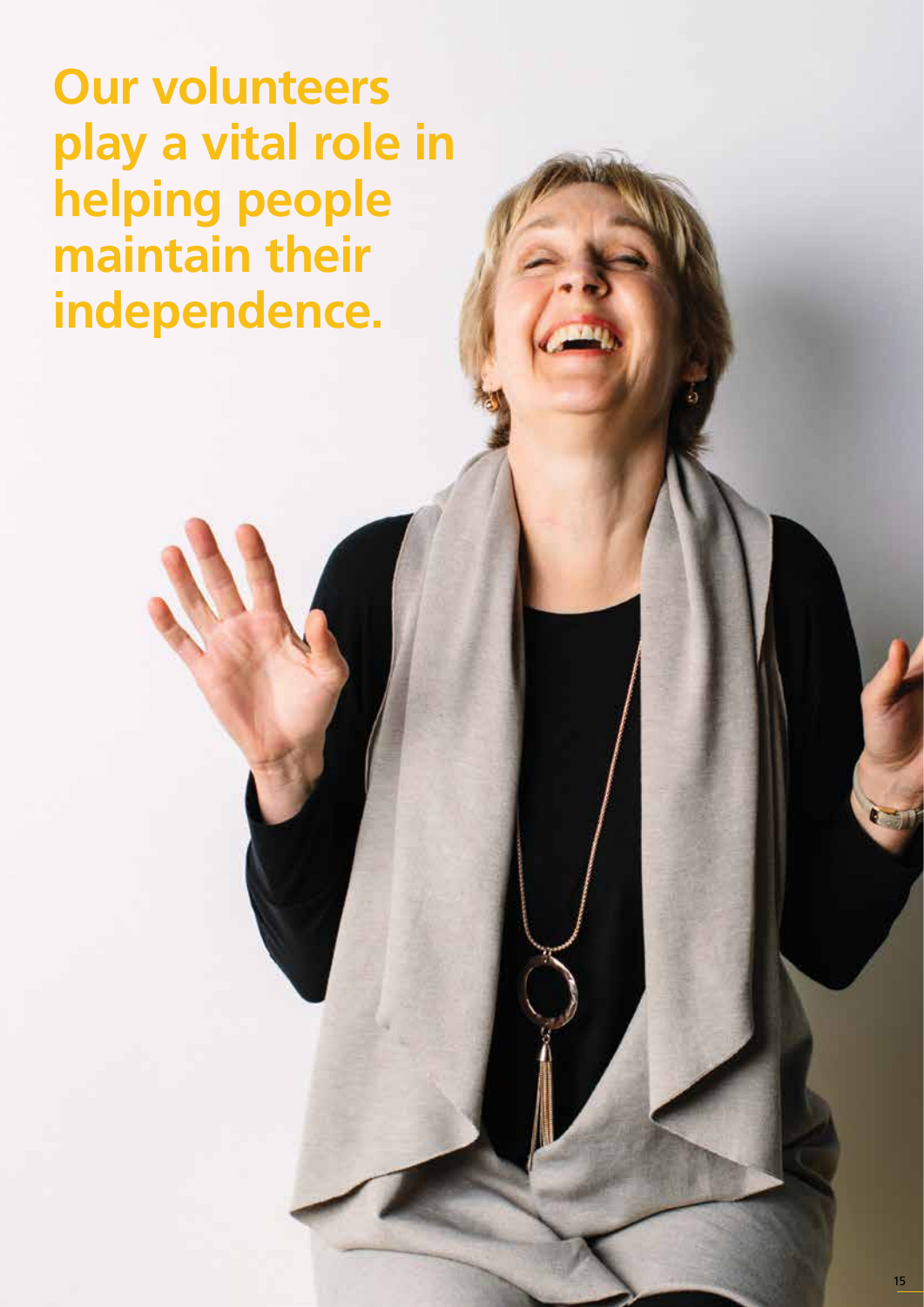# Our volunteers play a vital role in helping people maintain their independence.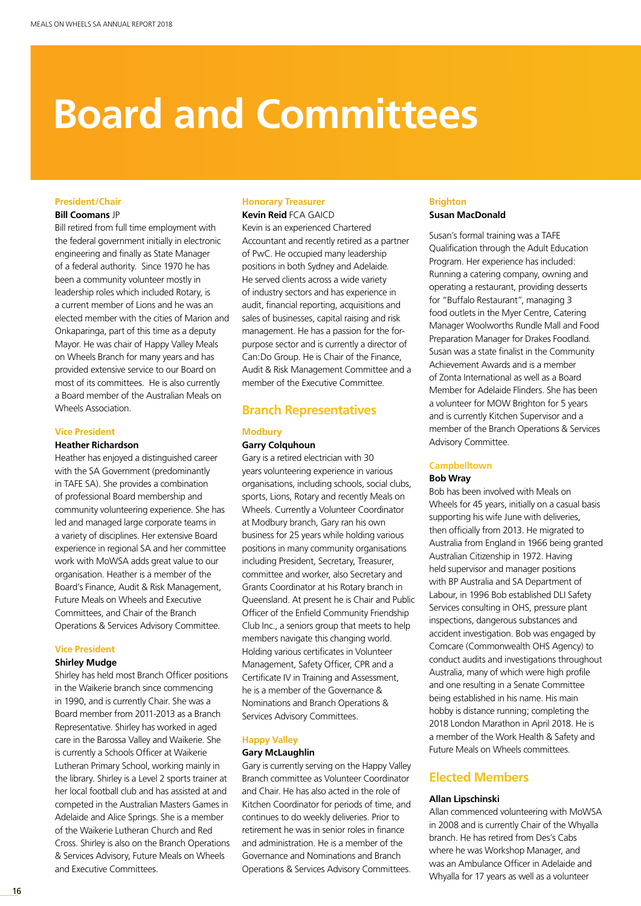# Board and Committees

### President/Chair

**Bill Coomans** JP

Bill retired from full time employment with the federal government initially in electronic engineering and finally as State Manager of a federal authority.  Since 1970 he has been a community volunteer mostly in leadership roles which included Rotary, is a current member of Lions and he was an elected member with the cities of Marion and Onkaparinga, part of this time as a deputy Mayor. He was chair of Happy Valley Meals on Wheels Branch for many years and has provided extensive service to our Board on most of its committees.  He is also currently a Board member of the Australian Meals on Wheels Association.

### Vice President

**Heather Richardson**

Heather has enjoyed a distinguished career with the SA Government (predominantly in TAFE SA). She provides a combination of professional Board membership and community volunteering experience. She has led and managed large corporate teams in a variety of disciplines. Her extensive Board experience in regional SA and her committee work with MoWSA adds great value to our organisation. Heather is a member of the Board's Finance, Audit & Risk Management, Future Meals on Wheels and Executive Committees, and Chair of the Branch Operations & Services Advisory Committee.

### Vice President

**Shirley Mudge**

Shirley has held most Branch Officer positions in the Waikerie branch since commencing in 1990, and is currently Chair. She was a Board member from 2011-2013 as a Branch Representative. Shirley has worked in aged care in the Barossa Valley and Waikerie. She is currently a Schools Officer at Waikerie Lutheran Primary School, working mainly in the library. Shirley is a Level 2 sports trainer at her local football club and has assisted at and competed in the Australian Masters Games in Adelaide and Alice Springs. She is a member of the Waikerie Lutheran Church and Red Cross. Shirley is also on the Branch Operations & Services Advisory, Future Meals on Wheels and Executive Committees.

### Honorary Treasurer

**Kevin Reid** FCA GAICD

Kevin is an experienced Chartered Accountant and recently retired as a partner of PwC. He occupied many leadership positions in both Sydney and Adelaide. He served clients across a wide variety of industry sectors and has experience in audit, financial reporting, acquisitions and sales of businesses, capital raising and risk management. He has a passion for the for-purpose sector and is currently a director of Can:Do Group. He is Chair of the Finance, Audit & Risk Management Committee and a member of the Executive Committee.

## Branch Representatives

### Modbury

**Garry Colquhoun**

Gary is a retired electrician with 30 years volunteering experience in various organisations, including schools, social clubs, sports, Lions, Rotary and recently Meals on Wheels. Currently a Volunteer Coordinator at Modbury branch, Gary ran his own business for 25 years while holding various positions in many community organisations including President, Secretary, Treasurer, committee and worker, also Secretary and Grants Coordinator at his Rotary branch in Queensland. At present he is Chair and Public Officer of the Enfield Community Friendship Club Inc., a seniors group that meets to help members navigate this changing world. Holding various certificates in Volunteer Management, Safety Officer, CPR and a Certificate IV in Training and Assessment, he is a member of the Governance & Nominations and Branch Operations & Services Advisory Committees.

### Happy Valley

**Gary McLaughlin**

Gary is currently serving on the Happy Valley Branch committee as Volunteer Coordinator and Chair. He has also acted in the role of Kitchen Coordinator for periods of time, and continues to do weekly deliveries. Prior to retirement he was in senior roles in finance and administration. He is a member of the Governance and Nominations and Branch Operations & Services Advisory Committees.

### Brighton

**Susan MacDonald**

Susan's formal training was a TAFE Qualification through the Adult Education Program. Her experience has included: Running a catering company, owning and operating a restaurant, providing desserts for "Buffalo Restaurant", managing 3 food outlets in the Myer Centre, Catering Manager Woolworths Rundle Mall and Food Preparation Manager for Drakes Foodland. Susan was a state finalist in the Community Achievement Awards and is a member of Zonta International as well as a Board Member for Adelaide Flinders. She has been a volunteer for MOW Brighton for 5 years and is currently Kitchen Supervisor and a member of the Branch Operations & Services Advisory Committee.

### Campbelltown

**Bob Wray**

Bob has been involved with Meals on Wheels for 45 years, initially on a casual basis supporting his wife June with deliveries, then officially from 2013. He migrated to Australia from England in 1966 being granted Australian Citizenship in 1972. Having held supervisor and manager positions with BP Australia and SA Department of Labour, in 1996 Bob established DLI Safety Services consulting in OHS, pressure plant inspections, dangerous substances and accident investigation. Bob was engaged by Comcare (Commonwealth OHS Agency) to conduct audits and investigations throughout Australia, many of which were high profile and one resulting in a Senate Committee being established in his name. His main hobby is distance running; completing the 2018 London Marathon in April 2018. He is a member of the Work Health & Safety and Future Meals on Wheels committees.

## Elected Members

**Allan Lipschinski**

Allan commenced volunteering with MoWSA in 2008 and is currently Chair of the Whyalla branch. He has retired from Des's Cabs where he was Workshop Manager, and was an Ambulance Officer in Adelaide and Whyalla for 17 years as well as a volunteer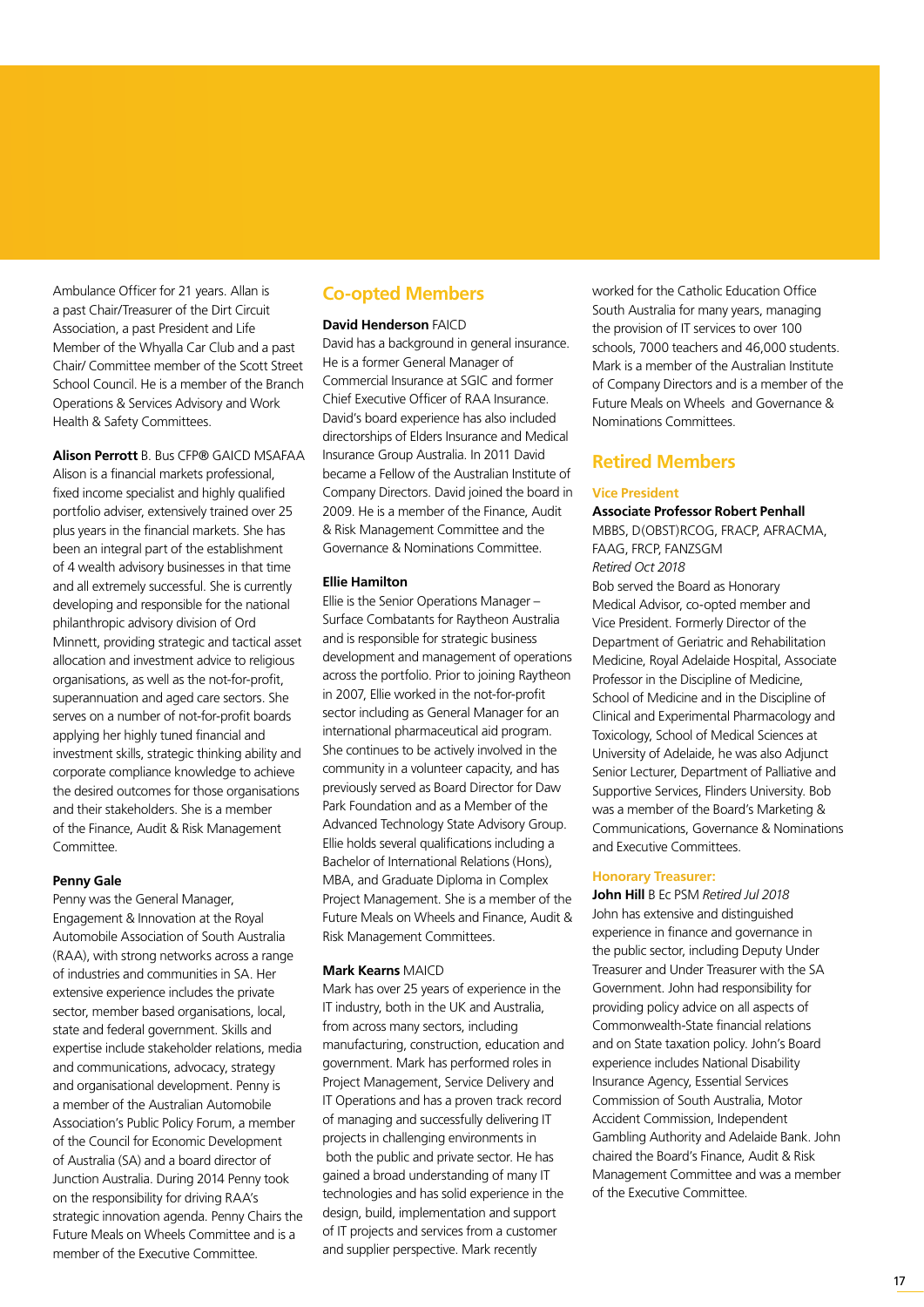Ambulance Officer for 21 years. Allan is a past Chair/Treasurer of the Dirt Circuit Association, a past President and Life Member of the Whyalla Car Club and a past Chair/ Committee member of the Scott Street School Council. He is a member of the Branch Operations & Services Advisory and Work Health & Safety Committees.

**Alison Perrott** B. Bus CFP® GAICD MSAFAA
Alison is a financial markets professional, fixed income specialist and highly qualified portfolio adviser, extensively trained over 25 plus years in the financial markets. She has been an integral part of the establishment of 4 wealth advisory businesses in that time and all extremely successful. She is currently developing and responsible for the national philanthropic advisory division of Ord Minnett, providing strategic and tactical asset allocation and investment advice to religious organisations, as well as the not-for-profit, superannuation and aged care sectors. She serves on a number of not-for-profit boards applying her highly tuned financial and investment skills, strategic thinking ability and corporate compliance knowledge to achieve the desired outcomes for those organisations and their stakeholders. She is a member of the Finance, Audit & Risk Management Committee.

**Penny Gale**
Penny was the General Manager, Engagement & Innovation at the Royal Automobile Association of South Australia (RAA), with strong networks across a range of industries and communities in SA. Her extensive experience includes the private sector, member based organisations, local, state and federal government. Skills and expertise include stakeholder relations, media and communications, advocacy, strategy and organisational development. Penny is a member of the Australian Automobile Association's Public Policy Forum, a member of the Council for Economic Development of Australia (SA) and a board director of Junction Australia. During 2014 Penny took on the responsibility for driving RAA's strategic innovation agenda. Penny Chairs the Future Meals on Wheels Committee and is a member of the Executive Committee.

## Co-opted Members

**David Henderson** FAICD
David has a background in general insurance. He is a former General Manager of Commercial Insurance at SGIC and former Chief Executive Officer of RAA Insurance. David's board experience has also included directorships of Elders Insurance and Medical Insurance Group Australia. In 2011 David became a Fellow of the Australian Institute of Company Directors. David joined the board in 2009. He is a member of the Finance, Audit & Risk Management Committee and the Governance & Nominations Committee.

**Ellie Hamilton**
Ellie is the Senior Operations Manager – Surface Combatants for Raytheon Australia and is responsible for strategic business development and management of operations across the portfolio. Prior to joining Raytheon in 2007, Ellie worked in the not-for-profit sector including as General Manager for an international pharmaceutical aid program. She continues to be actively involved in the community in a volunteer capacity, and has previously served as Board Director for Daw Park Foundation and as a Member of the Advanced Technology State Advisory Group. Ellie holds several qualifications including a Bachelor of International Relations (Hons), MBA, and Graduate Diploma in Complex Project Management. She is a member of the Future Meals on Wheels and Finance, Audit & Risk Management Committees.

**Mark Kearns** MAICD
Mark has over 25 years of experience in the IT industry, both in the UK and Australia, from across many sectors, including manufacturing, construction, education and government. Mark has performed roles in Project Management, Service Delivery and IT Operations and has a proven track record of managing and successfully delivering IT projects in challenging environments in both the public and private sector. He has gained a broad understanding of many IT technologies and has solid experience in the design, build, implementation and support of IT projects and services from a customer and supplier perspective. Mark recently worked for the Catholic Education Office South Australia for many years, managing the provision of IT services to over 100 schools, 7000 teachers and 46,000 students. Mark is a member of the Australian Institute of Company Directors and is a member of the Future Meals on Wheels and Governance & Nominations Committees.

## Retired Members

### Vice President

**Associate Professor Robert Penhall**
MBBS, D(OBST)RCOG, FRACP, AFRACMA, FAAG, FRCP, FANZSGM
*Retired Oct 2018*
Bob served the Board as Honorary Medical Advisor, co-opted member and Vice President. Formerly Director of the Department of Geriatric and Rehabilitation Medicine, Royal Adelaide Hospital, Associate Professor in the Discipline of Medicine, School of Medicine and in the Discipline of Clinical and Experimental Pharmacology and Toxicology, School of Medical Sciences at University of Adelaide, he was also Adjunct Senior Lecturer, Department of Palliative and Supportive Services, Flinders University. Bob was a member of the Board's Marketing & Communications, Governance & Nominations and Executive Committees.

### Honorary Treasurer:

**John Hill** B Ec PSM *Retired Jul 2018*
John has extensive and distinguished experience in finance and governance in the public sector, including Deputy Under Treasurer and Under Treasurer with the SA Government. John had responsibility for providing policy advice on all aspects of Commonwealth-State financial relations and on State taxation policy. John's Board experience includes National Disability Insurance Agency, Essential Services Commission of South Australia, Motor Accident Commission, Independent Gambling Authority and Adelaide Bank. John chaired the Board's Finance, Audit & Risk Management Committee and was a member of the Executive Committee.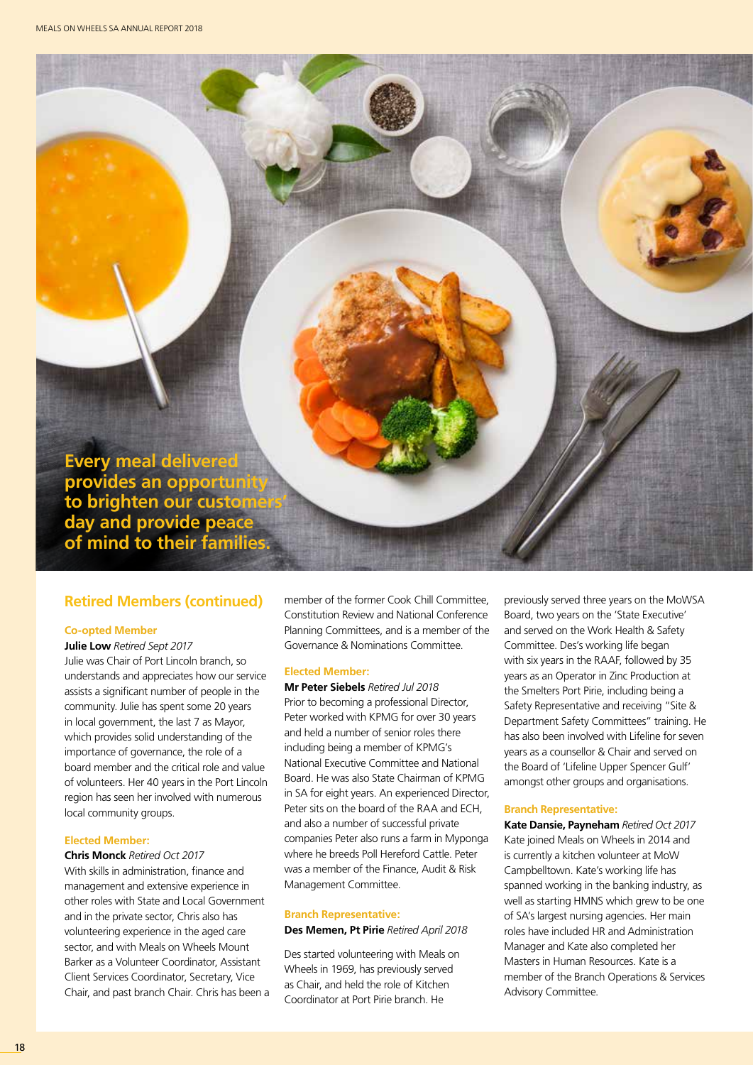**Every meal delivered provides an opportunity to brighten our customers' day and provide peace of mind to their families.**

## Retired Members (continued)

### Co-opted Member

**Julie Low** *Retired Sept 2017*

Julie was Chair of Port Lincoln branch, so understands and appreciates how our service assists a significant number of people in the community. Julie has spent some 20 years in local government, the last 7 as Mayor, which provides solid understanding of the importance of governance, the role of a board member and the critical role and value of volunteers. Her 40 years in the Port Lincoln region has seen her involved with numerous local community groups.

### Elected Member:

**Chris Monck** *Retired Oct 2017*

With skills in administration, finance and management and extensive experience in other roles with State and Local Government and in the private sector, Chris also has volunteering experience in the aged care sector, and with Meals on Wheels Mount Barker as a Volunteer Coordinator, Assistant Client Services Coordinator, Secretary, Vice Chair, and past branch Chair. Chris has been a member of the former Cook Chill Committee, Constitution Review and National Conference Planning Committees, and is a member of the Governance & Nominations Committee.

### Elected Member:

**Mr Peter Siebels** *Retired Jul 2018*

Prior to becoming a professional Director, Peter worked with KPMG for over 30 years and held a number of senior roles there including being a member of KPMG's National Executive Committee and National Board. He was also State Chairman of KPMG in SA for eight years. An experienced Director, Peter sits on the board of the RAA and ECH, and also a number of successful private companies Peter also runs a farm in Myponga where he breeds Poll Hereford Cattle. Peter was a member of the Finance, Audit & Risk Management Committee.

### Branch Representative:

**Des Memen, Pt Pirie** *Retired April 2018*

Des started volunteering with Meals on Wheels in 1969, has previously served as Chair, and held the role of Kitchen Coordinator at Port Pirie branch. He previously served three years on the MoWSA Board, two years on the 'State Executive' and served on the Work Health & Safety Committee. Des's working life began with six years in the RAAF, followed by 35 years as an Operator in Zinc Production at the Smelters Port Pirie, including being a Safety Representative and receiving "Site & Department Safety Committees" training. He has also been involved with Lifeline for seven years as a counsellor & Chair and served on the Board of 'Lifeline Upper Spencer Gulf' amongst other groups and organisations.

### Branch Representative:

**Kate Dansie, Payneham** *Retired Oct 2017*

Kate joined Meals on Wheels in 2014 and is currently a kitchen volunteer at MoW Campbelltown. Kate's working life has spanned working in the banking industry, as well as starting HMNS which grew to be one of SA's largest nursing agencies. Her main roles have included HR and Administration Manager and Kate also completed her Masters in Human Resources. Kate is a member of the Branch Operations & Services Advisory Committee.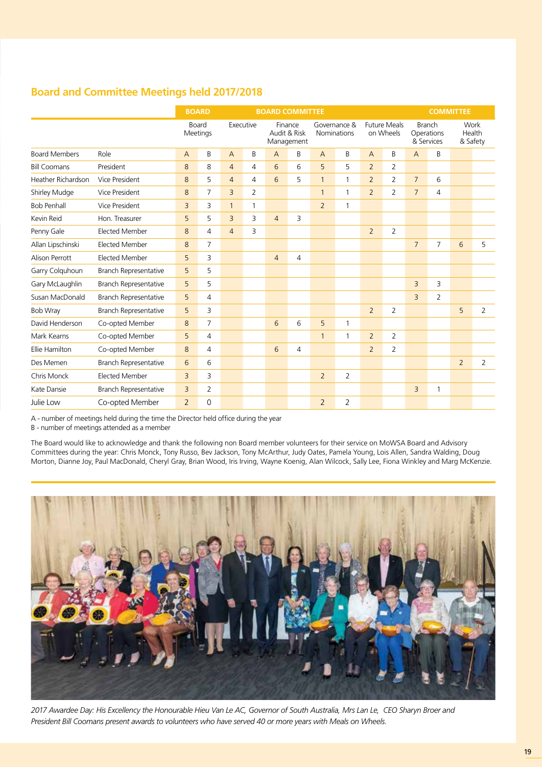## Board and Committee Meetings held 2017/2018

| | | BOARD | | BOARD COMMITTEE | | | | | | | | COMMITTEE | | | |
|---|---|---|---|---|---|---|---|---|---|---|---|---|---|---|---|
| | | Board Meetings | | Executive | | Finance Audit & Risk Management | | Governance & Nominations | | Future Meals on Wheels | | Branch Operations & Services | | Work Health & Safety | |
| Board Members | Role | A | B | A | B | A | B | A | B | A | B | A | B | | |
| Bill Coomans | President | 8 | 8 | 4 | 4 | 6 | 6 | 5 | 5 | 2 | 2 | | | | |
| Heather Richardson | Vice President | 8 | 5 | 4 | 4 | 6 | 5 | 1 | 1 | 2 | 2 | 7 | 6 | | |
| Shirley Mudge | Vice President | 8 | 7 | 3 | 2 | | | 1 | 1 | 2 | 2 | 7 | 4 | | |
| Bob Penhall | Vice President | 3 | 3 | 1 | 1 | | | 2 | 1 | | | | | | |
| Kevin Reid | Hon. Treasurer | 5 | 5 | 3 | 3 | 4 | 3 | | | | | | | | |
| Penny Gale | Elected Member | 8 | 4 | 4 | 3 | | | | | 2 | 2 | | | | |
| Allan Lipschinski | Elected Member | 8 | 7 | | | | | | | | | 7 | 7 | 6 | 5 |
| Alison Perrott | Elected Member | 5 | 3 | | | 4 | 4 | | | | | | | | |
| Garry Colquhoun | Branch Representative | 5 | 5 | | | | | | | | | | | | |
| Gary McLaughlin | Branch Representative | 5 | 5 | | | | | | | | | 3 | 3 | | |
| Susan MacDonald | Branch Representative | 5 | 4 | | | | | | | | | 3 | 2 | | |
| Bob Wray | Branch Representative | 5 | 3 | | | | | | | 2 | 2 | | | 5 | 2 |
| David Henderson | Co-opted Member | 8 | 7 | | | 6 | 6 | 5 | 1 | | | | | | |
| Mark Kearns | Co-opted Member | 5 | 4 | | | | | 1 | 1 | 2 | 2 | | | | |
| Ellie Hamilton | Co-opted Member | 8 | 4 | | | 6 | 4 | | | 2 | 2 | | | | |
| Des Memen | Branch Representative | 6 | 6 | | | | | | | | | | | 2 | 2 |
| Chris Monck | Elected Member | 3 | 3 | | | | | 2 | 2 | | | | | | |
| Kate Dansie | Branch Representative | 3 | 2 | | | | | | | | | 3 | 1 | | |
| Julie Low | Co-opted Member | 2 | 0 | | | | | 2 | 2 | | | | | | |

A - number of meetings held during the time the Director held office during the year

B - number of meetings attended as a member

The Board would like to acknowledge and thank the following non Board member volunteers for their service on MoWSA Board and Advisory Committees during the year: Chris Monck, Tony Russo, Bev Jackson, Tony McArthur, Judy Oates, Pamela Young, Lois Allen, Sandra Walding, Doug Morton, Dianne Joy, Paul MacDonald, Cheryl Gray, Brian Wood, Iris Irving, Wayne Koenig, Alan Wilcock, Sally Lee, Fiona Winkley and Marg McKenzie.

*2017 Awardee Day: His Excellency the Honourable Hieu Van Le AC, Governor of South Australia, Mrs Lan Le, CEO Sharyn Broer and President Bill Coomans present awards to volunteers who have served 40 or more years with Meals on Wheels.*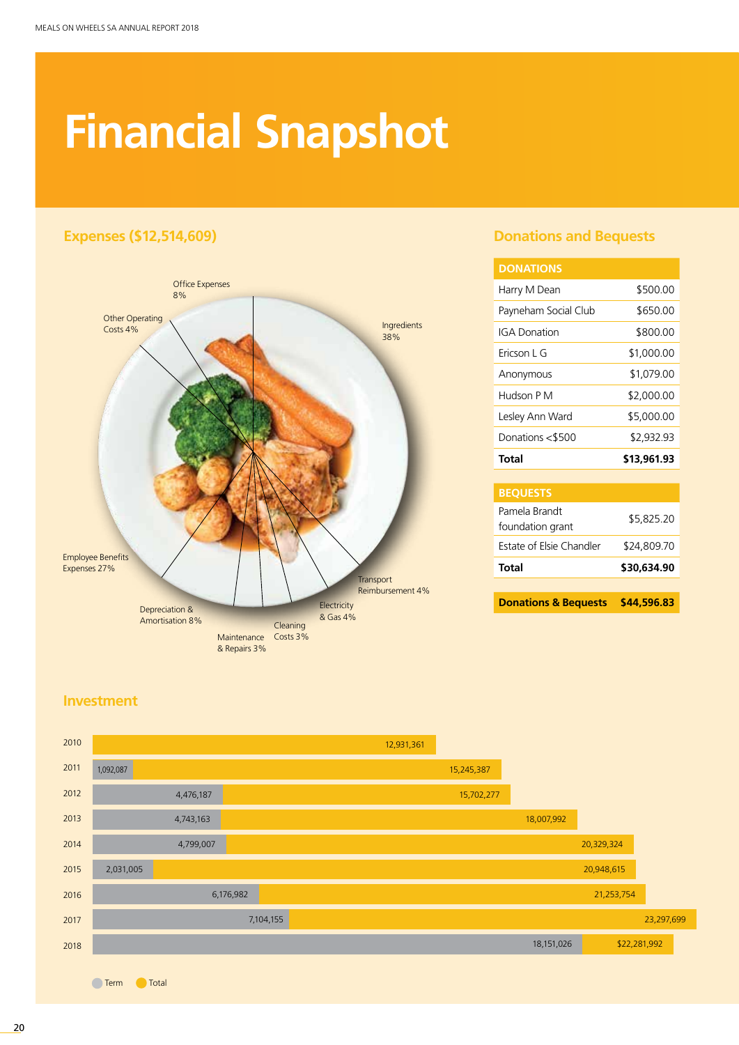# Financial Snapshot

## Expenses ($12,514,609)

- Ingredients 38%
- Employee Benefits Expenses 27%
- Office Expenses 8%
- Depreciation & Amortisation 8%
- Other Operating Costs 4%
- Transport Reimbursement 4%
- Electricity & Gas 4%
- Cleaning Costs 3%
- Maintenance & Repairs 3%

## Donations and Bequests

| DONATIONS | |
|---|---|
| Harry M Dean | $500.00 |
| Payneham Social Club | $650.00 |
| IGA Donation | $800.00 |
| Ericson L G | $1,000.00 |
| Anonymous | $1,079.00 |
| Hudson P M | $2,000.00 |
| Lesley Ann Ward | $5,000.00 |
| Donations <$500 | $2,932.93 |
| **Total** | **$13,961.93** |

| BEQUESTS | |
|---|---|
| Pamela Brandt foundation grant | $5,825.20 |
| Estate of Elsie Chandler | $24,809.70 |
| **Total** | **$30,634.90** |

| **Donations & Bequests** | **$44,596.83** |
|---|---|

## Investment

| Year | Term | Total |
|---|---|---|
| 2010 | | 12,931,361 |
| 2011 | 1,092,087 | 15,245,387 |
| 2012 | 4,476,187 | 15,702,277 |
| 2013 | 4,743,163 | 18,007,992 |
| 2014 | 4,799,007 | 20,329,324 |
| 2015 | 2,031,005 | 20,948,615 |
| 2016 | 6,176,982 | 21,253,754 |
| 2017 | 7,104,155 | 23,297,699 |
| 2018 | 18,151,026 | $22,281,992 |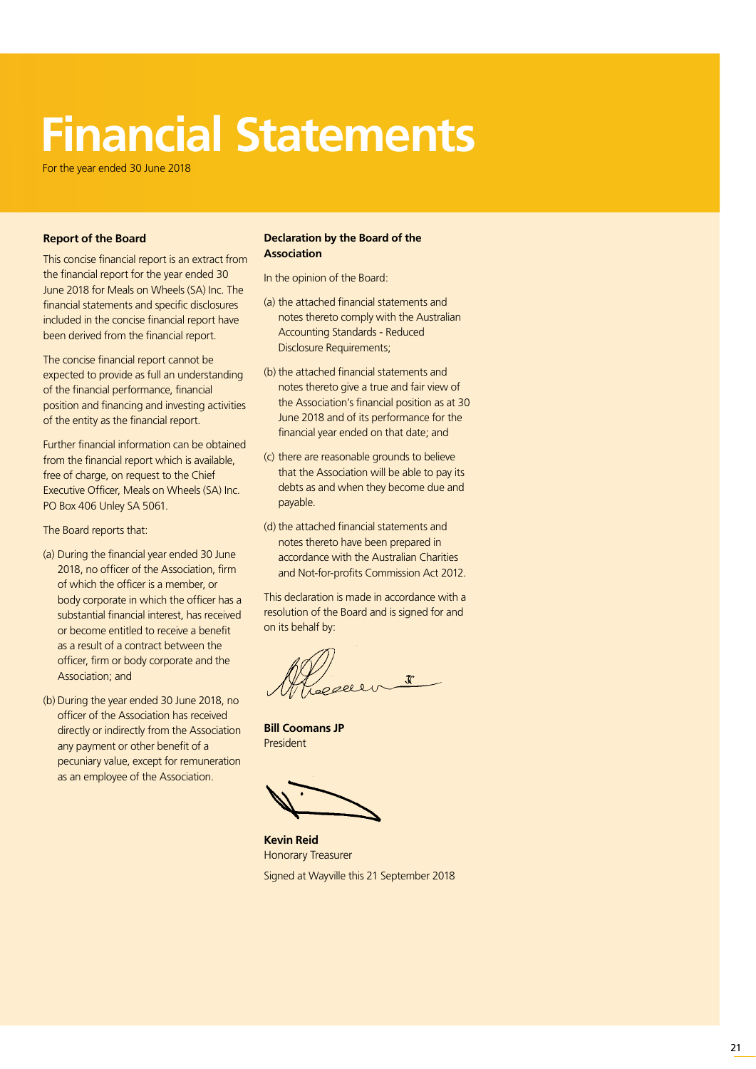# Financial Statements

For the year ended 30 June 2018

### Report of the Board

This concise financial report is an extract from the financial report for the year ended 30 June 2018 for Meals on Wheels (SA) Inc. The financial statements and specific disclosures included in the concise financial report have been derived from the financial report.

The concise financial report cannot be expected to provide as full an understanding of the financial performance, financial position and financing and investing activities of the entity as the financial report.

Further financial information can be obtained from the financial report which is available, free of charge, on request to the Chief Executive Officer, Meals on Wheels (SA) Inc. PO Box 406 Unley SA 5061.

The Board reports that:

(a) During the financial year ended 30 June 2018, no officer of the Association, firm of which the officer is a member, or body corporate in which the officer has a substantial financial interest, has received or become entitled to receive a benefit as a result of a contract between the officer, firm or body corporate and the Association; and

(b) During the year ended 30 June 2018, no officer of the Association has received directly or indirectly from the Association any payment or other benefit of a pecuniary value, except for remuneration as an employee of the Association.

### Declaration by the Board of the Association

In the opinion of the Board:

(a) the attached financial statements and notes thereto comply with the Australian Accounting Standards - Reduced Disclosure Requirements;

(b) the attached financial statements and notes thereto give a true and fair view of the Association's financial position as at 30 June 2018 and of its performance for the financial year ended on that date; and

(c) there are reasonable grounds to believe that the Association will be able to pay its debts as and when they become due and payable.

(d) the attached financial statements and notes thereto have been prepared in accordance with the Australian Charities and Not-for-profits Commission Act 2012.

This declaration is made in accordance with a resolution of the Board and is signed for and on its behalf by:

**Bill Coomans JP**
President

**Kevin Reid**
Honorary Treasurer

Signed at Wayville this 21 September 2018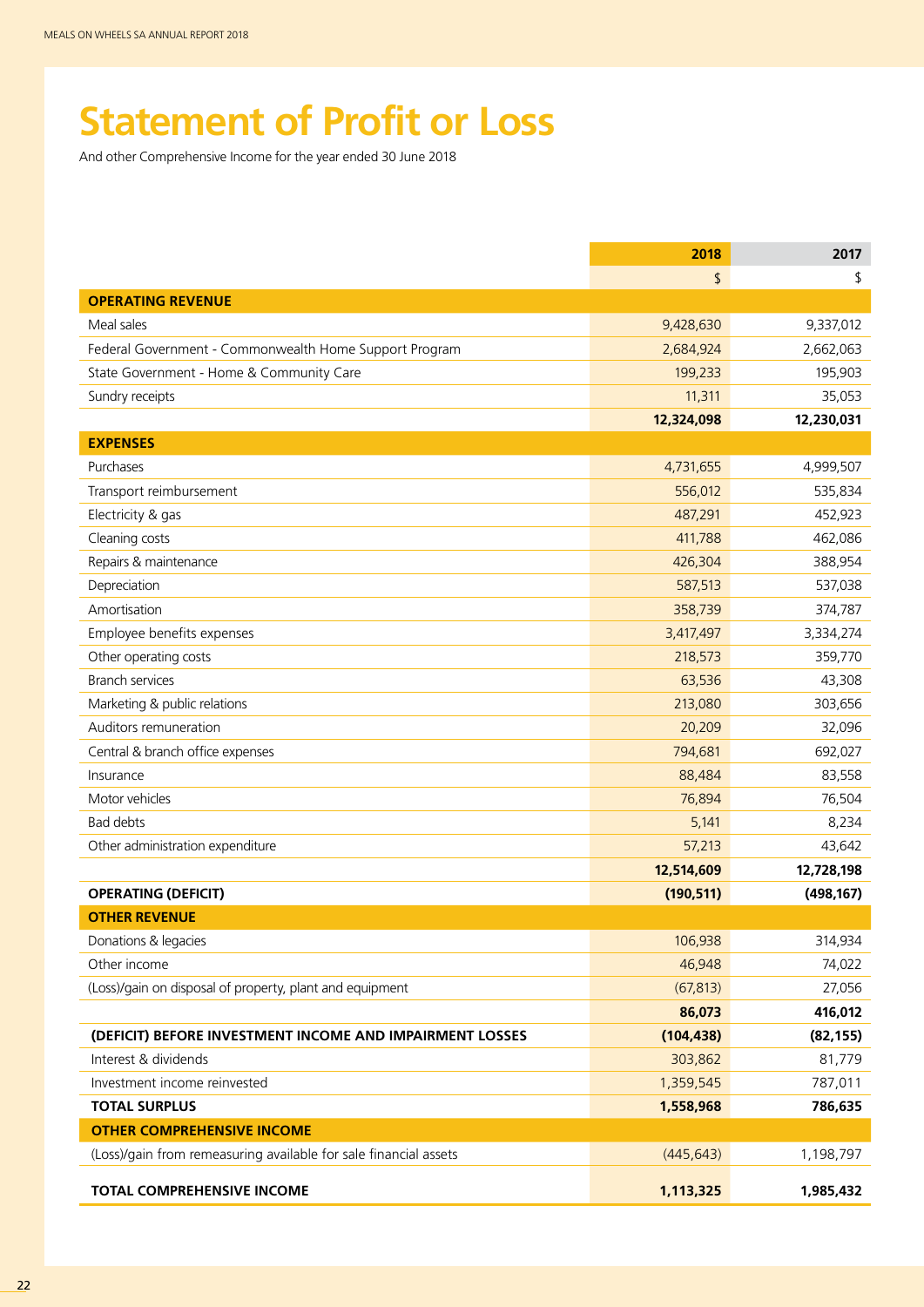# Statement of Profit or Loss

And other Comprehensive Income for the year ended 30 June 2018

| | 2018 | 2017 |
|---|---|---|
| | $ | $ |
| **OPERATING REVENUE** | | |
| Meal sales | 9,428,630 | 9,337,012 |
| Federal Government - Commonwealth Home Support Program | 2,684,924 | 2,662,063 |
| State Government - Home & Community Care | 199,233 | 195,903 |
| Sundry receipts | 11,311 | 35,053 |
| | **12,324,098** | **12,230,031** |
| **EXPENSES** | | |
| Purchases | 4,731,655 | 4,999,507 |
| Transport reimbursement | 556,012 | 535,834 |
| Electricity & gas | 487,291 | 452,923 |
| Cleaning costs | 411,788 | 462,086 |
| Repairs & maintenance | 426,304 | 388,954 |
| Depreciation | 587,513 | 537,038 |
| Amortisation | 358,739 | 374,787 |
| Employee benefits expenses | 3,417,497 | 3,334,274 |
| Other operating costs | 218,573 | 359,770 |
| Branch services | 63,536 | 43,308 |
| Marketing & public relations | 213,080 | 303,656 |
| Auditors remuneration | 20,209 | 32,096 |
| Central & branch office expenses | 794,681 | 692,027 |
| Insurance | 88,484 | 83,558 |
| Motor vehicles | 76,894 | 76,504 |
| Bad debts | 5,141 | 8,234 |
| Other administration expenditure | 57,213 | 43,642 |
| | **12,514,609** | **12,728,198** |
| **OPERATING (DEFICIT)** | **(190,511)** | **(498,167)** |
| **OTHER REVENUE** | | |
| Donations & legacies | 106,938 | 314,934 |
| Other income | 46,948 | 74,022 |
| (Loss)/gain on disposal of property, plant and equipment | (67,813) | 27,056 |
| | **86,073** | **416,012** |
| **(DEFICIT) BEFORE INVESTMENT INCOME AND IMPAIRMENT LOSSES** | **(104,438)** | **(82,155)** |
| Interest & dividends | 303,862 | 81,779 |
| Investment income reinvested | 1,359,545 | 787,011 |
| **TOTAL SURPLUS** | **1,558,968** | **786,635** |
| **OTHER COMPREHENSIVE INCOME** | | |
| (Loss)/gain from remeasuring available for sale financial assets | (445,643) | 1,198,797 |
| **TOTAL COMPREHENSIVE INCOME** | **1,113,325** | **1,985,432** |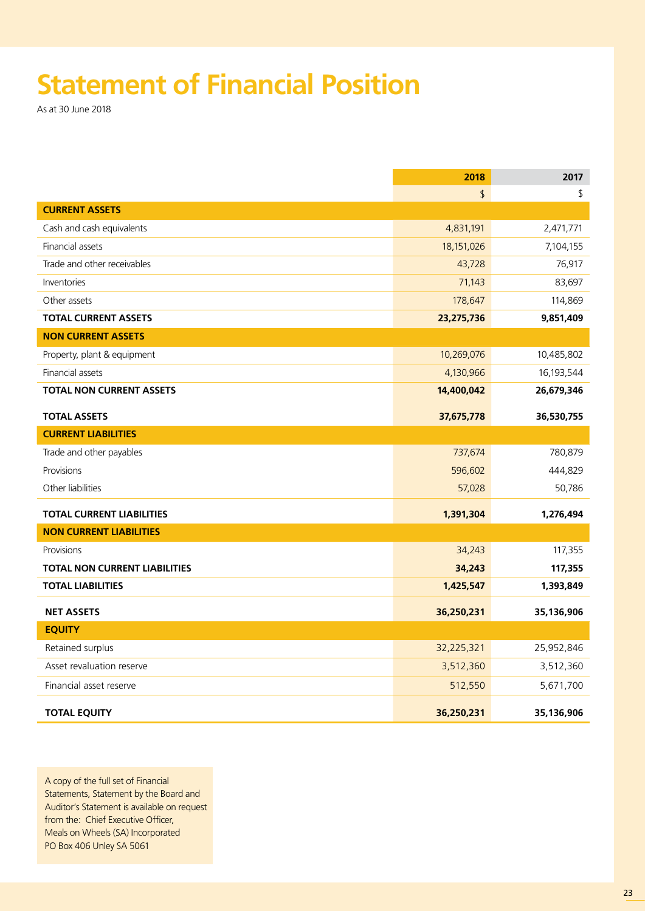# Statement of Financial Position

As at 30 June 2018

| | 2018 | 2017 |
|---|---:|---:|
| | $ | $ |
| **CURRENT ASSETS** | | |
| Cash and cash equivalents | 4,831,191 | 2,471,771 |
| Financial assets | 18,151,026 | 7,104,155 |
| Trade and other receivables | 43,728 | 76,917 |
| Inventories | 71,143 | 83,697 |
| Other assets | 178,647 | 114,869 |
| **TOTAL CURRENT ASSETS** | **23,275,736** | **9,851,409** |
| **NON CURRENT ASSETS** | | |
| Property, plant & equipment | 10,269,076 | 10,485,802 |
| Financial assets | 4,130,966 | 16,193,544 |
| **TOTAL NON CURRENT ASSETS** | **14,400,042** | **26,679,346** |
| **TOTAL ASSETS** | **37,675,778** | **36,530,755** |
| **CURRENT LIABILITIES** | | |
| Trade and other payables | 737,674 | 780,879 |
| Provisions | 596,602 | 444,829 |
| Other liabilities | 57,028 | 50,786 |
| **TOTAL CURRENT LIABILITIES** | **1,391,304** | **1,276,494** |
| **NON CURRENT LIABILITIES** | | |
| Provisions | 34,243 | 117,355 |
| **TOTAL NON CURRENT LIABILITIES** | **34,243** | **117,355** |
| **TOTAL LIABILITIES** | **1,425,547** | **1,393,849** |
| **NET ASSETS** | **36,250,231** | **35,136,906** |
| **EQUITY** | | |
| Retained surplus | 32,225,321 | 25,952,846 |
| Asset revaluation reserve | 3,512,360 | 3,512,360 |
| Financial asset reserve | 512,550 | 5,671,700 |
| **TOTAL EQUITY** | **36,250,231** | **35,136,906** |

A copy of the full set of Financial Statements, Statement by the Board and Auditor's Statement is available on request from the: Chief Executive Officer, Meals on Wheels (SA) Incorporated PO Box 406 Unley SA 5061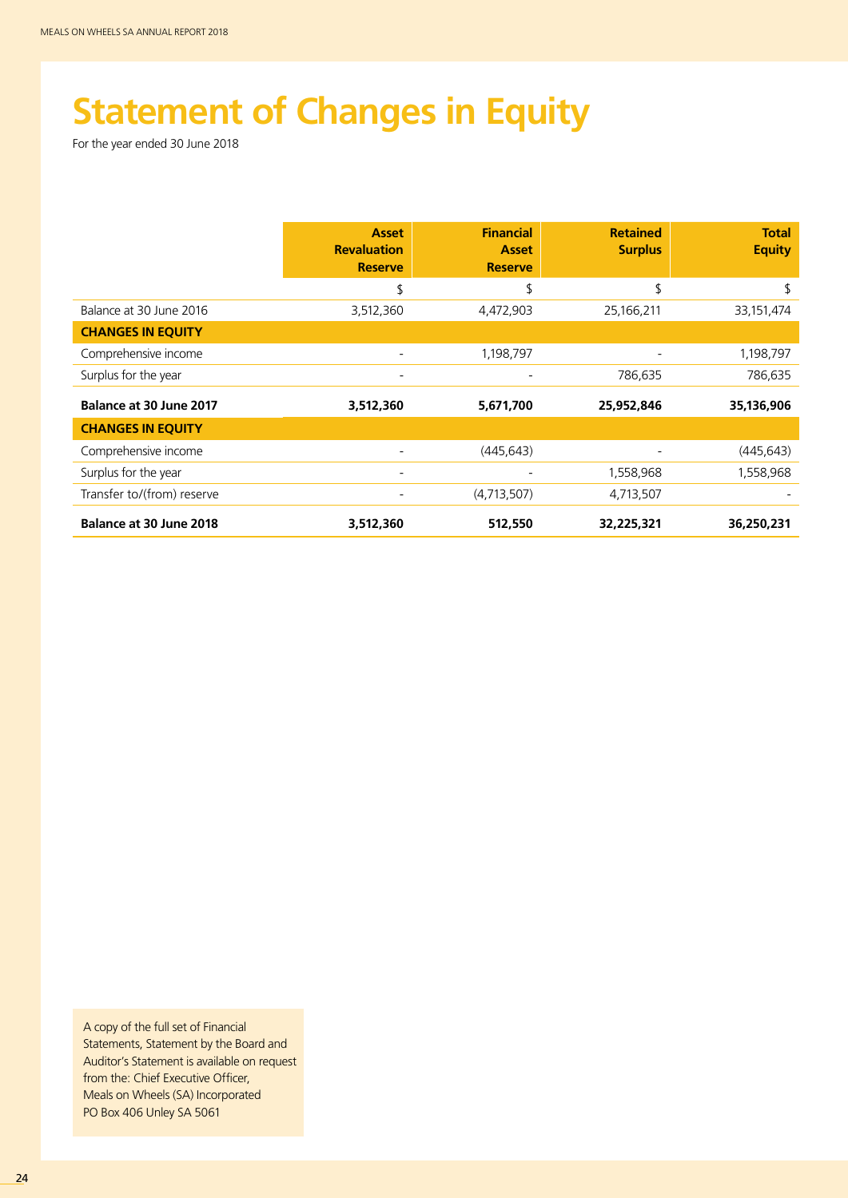# Statement of Changes in Equity

For the year ended 30 June 2018

| | Asset Revaluation Reserve | Financial Asset Reserve | Retained Surplus | Total Equity |
|---|---|---|---|---|
| | $ | $ | $ | $ |
| Balance at 30 June 2016 | 3,512,360 | 4,472,903 | 25,166,211 | 33,151,474 |
| **CHANGES IN EQUITY** | | | | |
| Comprehensive income | - | 1,198,797 | - | 1,198,797 |
| Surplus for the year | - | - | 786,635 | 786,635 |
| **Balance at 30 June 2017** | **3,512,360** | **5,671,700** | **25,952,846** | **35,136,906** |
| **CHANGES IN EQUITY** | | | | |
| Comprehensive income | - | (445,643) | - | (445,643) |
| Surplus for the year | - | - | 1,558,968 | 1,558,968 |
| Transfer to/(from) reserve | - | (4,713,507) | 4,713,507 | - |
| **Balance at 30 June 2018** | **3,512,360** | **512,550** | **32,225,321** | **36,250,231** |

A copy of the full set of Financial Statements, Statement by the Board and Auditor's Statement is available on request from the: Chief Executive Officer, Meals on Wheels (SA) Incorporated PO Box 406 Unley SA 5061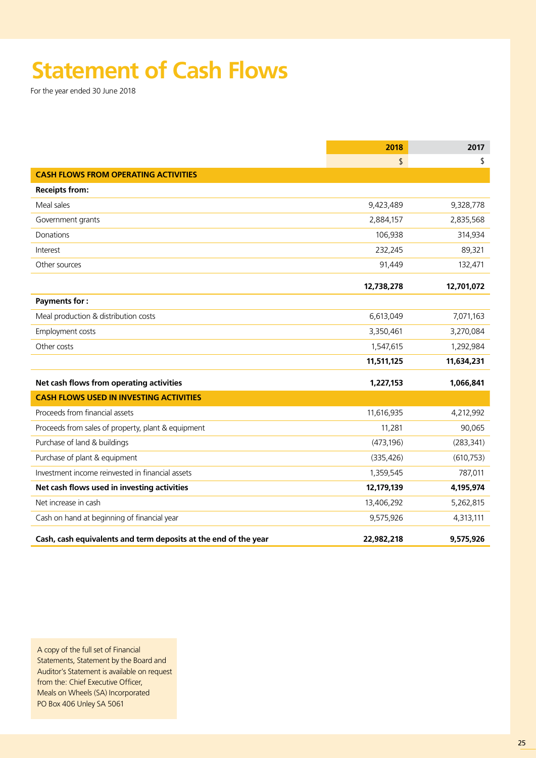# Statement of Cash Flows

For the year ended 30 June 2018

| | 2018 | 2017 |
|---|---|---|
| | $ | $ |
| **CASH FLOWS FROM OPERATING ACTIVITIES** | | |
| **Receipts from:** | | |
| Meal sales | 9,423,489 | 9,328,778 |
| Government grants | 2,884,157 | 2,835,568 |
| Donations | 106,938 | 314,934 |
| Interest | 232,245 | 89,321 |
| Other sources | 91,449 | 132,471 |
| | **12,738,278** | **12,701,072** |
| **Payments for :** | | |
| Meal production & distribution costs | 6,613,049 | 7,071,163 |
| Employment costs | 3,350,461 | 3,270,084 |
| Other costs | 1,547,615 | 1,292,984 |
| | **11,511,125** | **11,634,231** |
| **Net cash flows from operating activities** | **1,227,153** | **1,066,841** |
| **CASH FLOWS USED IN INVESTING ACTIVITIES** | | |
| Proceeds from financial assets | 11,616,935 | 4,212,992 |
| Proceeds from sales of property, plant & equipment | 11,281 | 90,065 |
| Purchase of land & buildings | (473,196) | (283,341) |
| Purchase of plant & equipment | (335,426) | (610,753) |
| Investment income reinvested in financial assets | 1,359,545 | 787,011 |
| **Net cash flows used in investing activities** | **12,179,139** | **4,195,974** |
| Net increase in cash | 13,406,292 | 5,262,815 |
| Cash on hand at beginning of financial year | 9,575,926 | 4,313,111 |
| **Cash, cash equivalents and term deposits at the end of the year** | **22,982,218** | **9,575,926** |

A copy of the full set of Financial Statements, Statement by the Board and Auditor's Statement is available on request from the: Chief Executive Officer, Meals on Wheels (SA) Incorporated PO Box 406 Unley SA 5061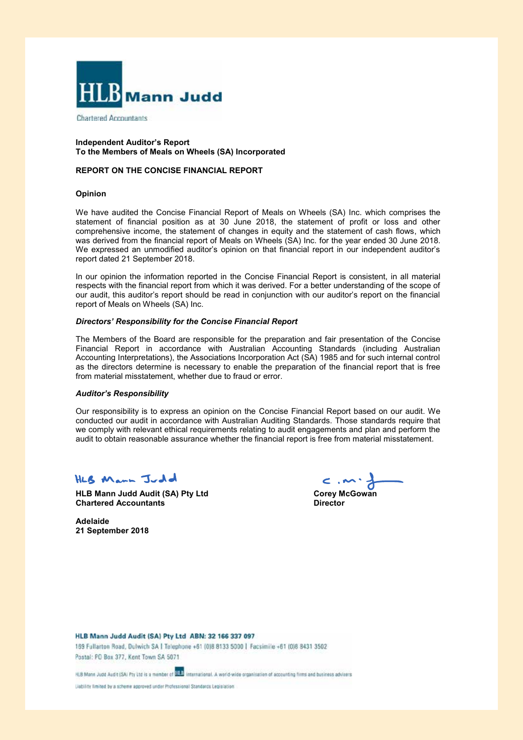HLB Mann Judd

Chartered Accountants

**Independent Auditor's Report**
**To the Members of Meals on Wheels (SA) Incorporated**

**REPORT ON THE CONCISE FINANCIAL REPORT**

**Opinion**

We have audited the Concise Financial Report of Meals on Wheels (SA) Inc. which comprises the statement of financial position as at 30 June 2018, the statement of profit or loss and other comprehensive income, the statement of changes in equity and the statement of cash flows, which was derived from the financial report of Meals on Wheels (SA) Inc. for the year ended 30 June 2018. We expressed an unmodified auditor's opinion on that financial report in our independent auditor's report dated 21 September 2018.

In our opinion the information reported in the Concise Financial Report is consistent, in all material respects with the financial report from which it was derived. For a better understanding of the scope of our audit, this auditor's report should be read in conjunction with our auditor's report on the financial report of Meals on Wheels (SA) Inc.

***Directors' Responsibility for the Concise Financial Report***

The Members of the Board are responsible for the preparation and fair presentation of the Concise Financial Report in accordance with Australian Accounting Standards (including Australian Accounting Interpretations), the Associations Incorporation Act (SA) 1985 and for such internal control as the directors determine is necessary to enable the preparation of the financial report that is free from material misstatement, whether due to fraud or error.

***Auditor's Responsibility***

Our responsibility is to express an opinion on the Concise Financial Report based on our audit. We conducted our audit in accordance with Australian Auditing Standards. Those standards require that we comply with relevant ethical requirements relating to audit engagements and plan and perform the audit to obtain reasonable assurance whether the financial report is free from material misstatement.

HLB Mann Judd

**HLB Mann Judd Audit (SA) Pty Ltd**
**Chartered Accountants**

**Corey McGowan**
**Director**

**Adelaide**
**21 September 2018**

**HLB Mann Judd Audit (SA) Pty Ltd ABN: 32 166 337 097**
169 Fullarton Road, Dulwich SA | Telephone +61 (0)8 8133 5000 | Facsimile +61 (0)8 8431 3502
Postal: PO Box 377, Kent Town SA 5071

HLB Mann Judd Audit (SA) Pty Ltd is a member of HLB International. A world-wide organisation of accounting firms and business advisers

Liability limited by a scheme approved under Professional Standards Legislation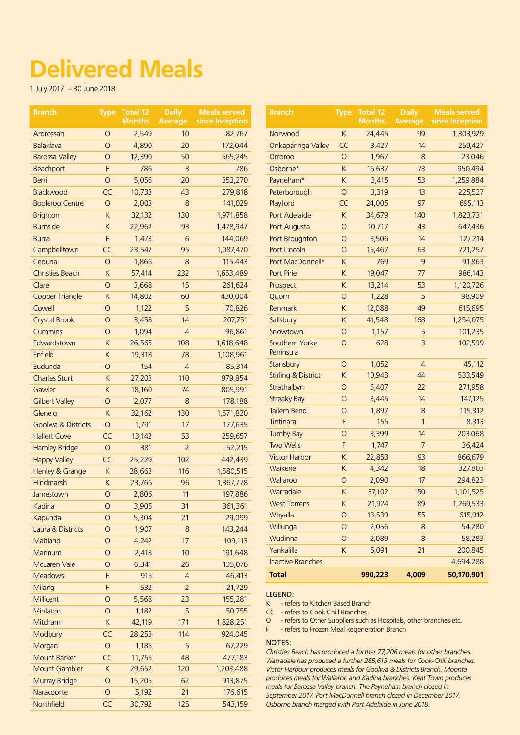# Delivered Meals

1 July 2017 – 30 June 2018

| Branch | Type | Total 12 Months | Daily Average | Meals served since Inception |
|---|---|---|---|---|
| Ardrossan | O | 2,549 | 10 | 82,767 |
| Balaklava | O | 4,890 | 20 | 172,044 |
| Barossa Valley | O | 12,390 | 50 | 565,245 |
| Beachport | F | 786 | 3 | 786 |
| Berri | O | 5,056 | 20 | 353,270 |
| Blackwood | CC | 10,733 | 43 | 279,818 |
| Booleroo Centre | O | 2,003 | 8 | 141,029 |
| Brighton | K | 32,132 | 130 | 1,971,858 |
| Burnside | K | 22,962 | 93 | 1,478,947 |
| Burra | F | 1,473 | 6 | 144,069 |
| Campbelltown | CC | 23,547 | 95 | 1,087,470 |
| Ceduna | O | 1,866 | 8 | 115,443 |
| Christies Beach | K | 57,414 | 232 | 1,653,489 |
| Clare | O | 3,668 | 15 | 261,624 |
| Copper Triangle | K | 14,802 | 60 | 430,004 |
| Cowell | O | 1,122 | 5 | 70,826 |
| Crystal Brook | O | 3,458 | 14 | 207,751 |
| Cummins | O | 1,094 | 4 | 96,861 |
| Edwardstown | K | 26,565 | 108 | 1,618,648 |
| Enfield | K | 19,318 | 78 | 1,108,961 |
| Eudunda | O | 154 | 4 | 85,314 |
| Charles Sturt | K | 27,203 | 110 | 979,854 |
| Gawler | K | 18,160 | 74 | 805,991 |
| Gilbert Valley | O | 2,077 | 8 | 178,188 |
| Glenelg | K | 32,162 | 130 | 1,571,820 |
| Goolwa & Districts | O | 1,791 | 17 | 177,635 |
| Hallett Cove | CC | 13,142 | 53 | 259,657 |
| Hamley Bridge | O | 381 | 2 | 52,215 |
| Happy Valley | CC | 25,229 | 102 | 442,439 |
| Henley & Grange | K | 28,663 | 116 | 1,580,515 |
| Hindmarsh | K | 23,766 | 96 | 1,367,778 |
| Jamestown | O | 2,806 | 11 | 197,886 |
| Kadina | O | 3,905 | 31 | 361,361 |
| Kapunda | O | 5,304 | 21 | 29,099 |
| Laura & Districts | O | 1,907 | 8 | 143,244 |
| Maitland | O | 4,242 | 17 | 109,113 |
| Mannum | O | 2,418 | 10 | 191,648 |
| McLaren Vale | O | 6,341 | 26 | 135,076 |
| Meadows | F | 915 | 4 | 46,413 |
| Milang | F | 532 | 2 | 21,729 |
| Millicent | O | 5,568 | 23 | 155,281 |
| Minlaton | O | 1,182 | 5 | 50,755 |
| Mitcham | K | 42,119 | 171 | 1,828,251 |
| Modbury | CC | 28,253 | 114 | 924,045 |
| Morgan | O | 1,185 | 5 | 67,229 |
| Mount Barker | CC | 11,755 | 48 | 477,183 |
| Mount Gambier | K | 29,652 | 120 | 1,203,488 |
| Murray Bridge | O | 15,205 | 62 | 913,875 |
| Naracoorte | O | 5,192 | 21 | 176,615 |
| Northfield | CC | 30,792 | 125 | 543,159 |
| Norwood | K | 24,445 | 99 | 1,303,929 |
| Onkaparinga Valley | CC | 3,427 | 14 | 259,427 |
| Orroroo | O | 1,967 | 8 | 23,046 |
| Osborne* | K | 16,637 | 73 | 950,494 |
| Payneham* | K | 3,415 | 53 | 1,259,884 |
| Peterborough | O | 3,319 | 13 | 225,527 |
| Playford | CC | 24,005 | 97 | 695,113 |
| Port Adelaide | K | 34,679 | 140 | 1,823,731 |
| Port Augusta | O | 10,717 | 43 | 647,436 |
| Port Broughton | O | 3,506 | 14 | 127,214 |
| Port Lincoln | O | 15,467 | 63 | 721,257 |
| Port MacDonnell* | K | 769 | 9 | 91,863 |
| Port Pirie | K | 19,047 | 77 | 986,143 |
| Prospect | K | 13,214 | 53 | 1,120,726 |
| Quorn | O | 1,228 | 5 | 98,909 |
| Renmark | K | 12,088 | 49 | 615,695 |
| Salisbury | K | 41,548 | 168 | 1,254,075 |
| Snowtown | O | 1,157 | 5 | 101,235 |
| Southern Yorke Peninsula | O | 628 | 3 | 102,599 |
| Stansbury | O | 1,052 | 4 | 45,112 |
| Stirling & District | K | 10,943 | 44 | 533,549 |
| Strathalbyn | O | 5,407 | 22 | 271,958 |
| Streaky Bay | O | 3,445 | 14 | 147,125 |
| Tailem Bend | O | 1,897 | 8 | 115,312 |
| Tintinara | F | 155 | 1 | 8,313 |
| Tumby Bay | O | 3,399 | 14 | 203,068 |
| Two Wells | F | 1,747 | 7 | 36,424 |
| Victor Harbor | K | 22,853 | 93 | 866,679 |
| Waikerie | K | 4,342 | 18 | 327,803 |
| Wallaroo | O | 2,090 | 17 | 294,823 |
| Warradale | K | 37,102 | 150 | 1,101,525 |
| West Torrens | K | 21,924 | 89 | 1,269,533 |
| Whyalla | O | 13,539 | 55 | 615,912 |
| Willunga | O | 2,056 | 8 | 54,280 |
| Wudinna | O | 2,089 | 8 | 58,283 |
| Yankalilla | K | 5,091 | 21 | 200,845 |
| Inactive Branches | | | | 4,694,288 |
| **Total** | | **990,223** | **4,009** | **50,170,901** |

**LEGEND:**

K - refers to Kitchen Based Branch
CC - refers to Cook Chill Branches
O - refers to Other Suppliers such as Hospitals, other branches etc.
F - refers to Frozen Meal Regeneration Branch

**NOTES:**

*Christies Beach has produced a further 77,206 meals for other branches. Warradale has produced a further 285,613 meals for Cook-Chill branches. Victor Harbour produces meals for Goolwa & Districts Branch. Moonta produces meals for Wallaroo and Kadina branches. Kent Town produces meals for Barossa Valley branch. The Payneham branch closed in September 2017. Port MacDonnell branch closed in December 2017. Osborne branch merged with Port Adelaide in June 2018.*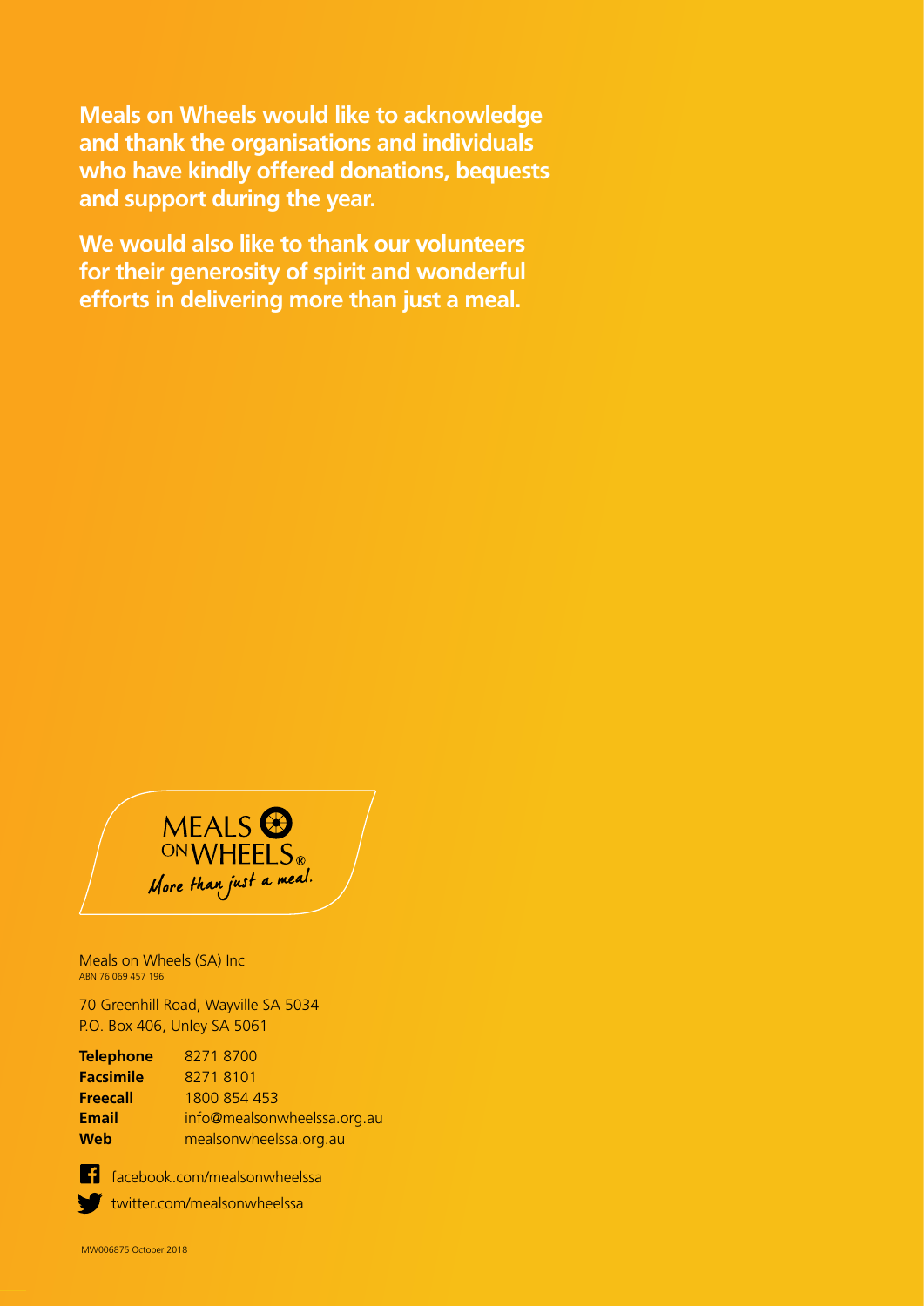**Meals on Wheels would like to acknowledge and thank the organisations and individuals who have kindly offered donations, bequests and support during the year.**

**We would also like to thank our volunteers for their generosity of spirit and wonderful efforts in delivering more than just a meal.**

MEALS ON WHEELS®
More than just a meal.

Meals on Wheels (SA) Inc
ABN 76 069 457 196

70 Greenhill Road, Wayville SA 5034
P.O. Box 406, Unley SA 5061

| | |
|---|---|
| **Telephone** | 8271 8700 |
| **Facsimile** | 8271 8101 |
| **Freecall** | 1800 854 453 |
| **Email** | info@mealsonwheelssa.org.au |
| **Web** | mealsonwheelssa.org.au |

facebook.com/mealsonwheelssa

twitter.com/mealsonwheelssa

MW006875 October 2018